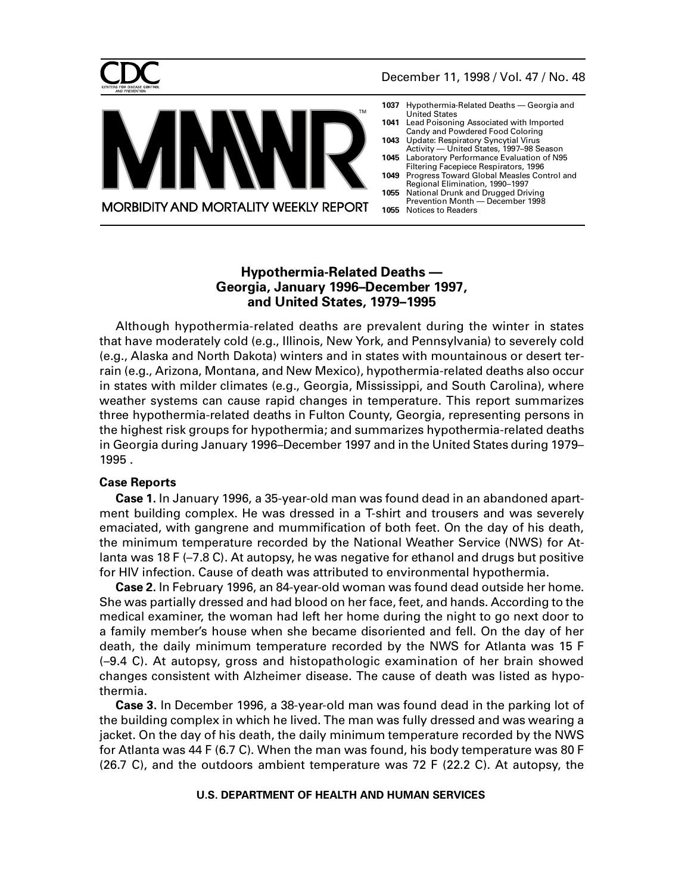# Hypothermia-Related Deaths — Georgia, January 1996–December 1997, and United States, 1979–1995

Although hypothermia-related deaths are prevalent during the winter in states that have moderately cold (e.g., Illinois, New York, and Pennsylvania) to severely cold (e.g., Alaska and North Dakota) winters and in states with mountainous or desert terrain (e.g., Arizona, Montana, and New Mexico), hypothermia-related deaths also occur in states with milder climates (e.g., Georgia, Mississippi, and South Carolina), where weather systems can cause rapid changes in temperature. This report summarizes three hypothermia-related deaths in Fulton County, Georgia, representing persons in the highest risk groups for hypothermia; and summarizes hypothermia-related deaths in Georgia during January 1996–December 1997 and in the United States during 1979–1995 .

### Case Reports

**Case 1.** In January 1996, a 35-year-old man was found dead in an abandoned apartment building complex. He was dressed in a T-shirt and trousers and was severely emaciated, with gangrene and mummification of both feet. On the day of his death, the minimum temperature recorded by the National Weather Service (NWS) for Atlanta was 18 F (–7.8 C). At autopsy, he was negative for ethanol and drugs but positive for HIV infection. Cause of death was attributed to environmental hypothermia.

**Case 2.** In February 1996, an 84-year-old woman was found dead outside her home. She was partially dressed and had blood on her face, feet, and hands. According to the medical examiner, the woman had left her home during the night to go next door to a family member's house when she became disoriented and fell. On the day of her death, the daily minimum temperature recorded by the NWS for Atlanta was 15 F (–9.4 C). At autopsy, gross and histopathologic examination of her brain showed changes consistent with Alzheimer disease. The cause of death was listed as hypothermia.

**Case 3.** In December 1996, a 38-year-old man was found dead in the parking lot of the building complex in which he lived. The man was fully dressed and was wearing a jacket. On the day of his death, the daily minimum temperature recorded by the NWS for Atlanta was 44 F (6.7 C). When the man was found, his body temperature was 80 F (26.7 C), and the outdoors ambient temperature was 72 F (22.2 C). At autopsy, the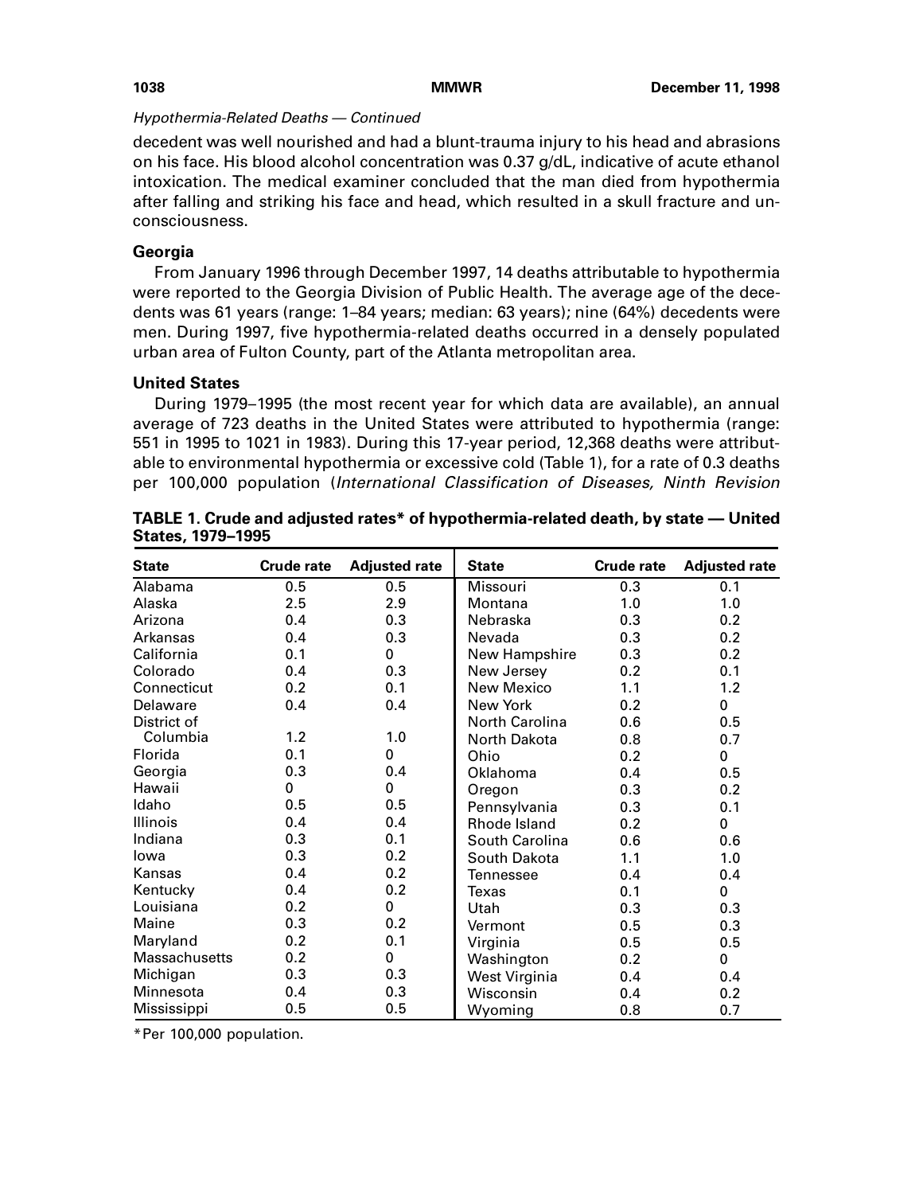*Hypothermia-Related Deaths — Continued*

decedent was well nourished and had a blunt-trauma injury to his head and abrasions on his face. His blood alcohol concentration was 0.37 g/dL, indicative of acute ethanol intoxication. The medical examiner concluded that the man died from hypothermia after falling and striking his face and head, which resulted in a skull fracture and unconsciousness.

### Georgia

From January 1996 through December 1997, 14 deaths attributable to hypothermia were reported to the Georgia Division of Public Health. The average age of the decedents was 61 years (range: 1–84 years; median: 63 years); nine (64%) decedents were men. During 1997, five hypothermia-related deaths occurred in a densely populated urban area of Fulton County, part of the Atlanta metropolitan area.

### United States

During 1979–1995 (the most recent year for which data are available), an annual average of 723 deaths in the United States were attributed to hypothermia (range: 551 in 1995 to 1021 in 1983). During this 17-year period, 12,368 deaths were attributable to environmental hypothermia or excessive cold (Table 1), for a rate of 0.3 deaths per 100,000 population (*International Classification of Diseases, Ninth Revision*

**TABLE 1. Crude and adjusted rates* of hypothermia-related death, by state — United States, 1979–1995**

| State | Crude rate | Adjusted rate | State | Crude rate | Adjusted rate |
|---|---|---|---|---|---|
| Alabama | 0.5 | 0.5 | Missouri | 0.3 | 0.1 |
| Alaska | 2.5 | 2.9 | Montana | 1.0 | 1.0 |
| Arizona | 0.4 | 0.3 | Nebraska | 0.3 | 0.2 |
| Arkansas | 0.4 | 0.3 | Nevada | 0.3 | 0.2 |
| California | 0.1 | 0 | New Hampshire | 0.3 | 0.2 |
| Colorado | 0.4 | 0.3 | New Jersey | 0.2 | 0.1 |
| Connecticut | 0.2 | 0.1 | New Mexico | 1.1 | 1.2 |
| Delaware | 0.4 | 0.4 | New York | 0.2 | 0 |
| District of Columbia | 1.2 | 1.0 | North Carolina | 0.6 | 0.5 |
| | | | North Dakota | 0.8 | 0.7 |
| Florida | 0.1 | 0 | Ohio | 0.2 | 0 |
| Georgia | 0.3 | 0.4 | Oklahoma | 0.4 | 0.5 |
| Hawaii | 0 | 0 | Oregon | 0.3 | 0.2 |
| Idaho | 0.5 | 0.5 | Pennsylvania | 0.3 | 0.1 |
| Illinois | 0.4 | 0.4 | Rhode Island | 0.2 | 0 |
| Indiana | 0.3 | 0.1 | South Carolina | 0.6 | 0.6 |
| Iowa | 0.3 | 0.2 | South Dakota | 1.1 | 1.0 |
| Kansas | 0.4 | 0.2 | Tennessee | 0.4 | 0.4 |
| Kentucky | 0.4 | 0.2 | Texas | 0.1 | 0 |
| Louisiana | 0.2 | 0 | Utah | 0.3 | 0.3 |
| Maine | 0.3 | 0.2 | Vermont | 0.5 | 0.3 |
| Maryland | 0.2 | 0.1 | Virginia | 0.5 | 0.5 |
| Massachusetts | 0.2 | 0 | Washington | 0.2 | 0 |
| Michigan | 0.3 | 0.3 | West Virginia | 0.4 | 0.4 |
| Minnesota | 0.4 | 0.3 | Wisconsin | 0.4 | 0.2 |
| Mississippi | 0.5 | 0.5 | Wyoming | 0.8 | 0.7 |

*Per 100,000 population.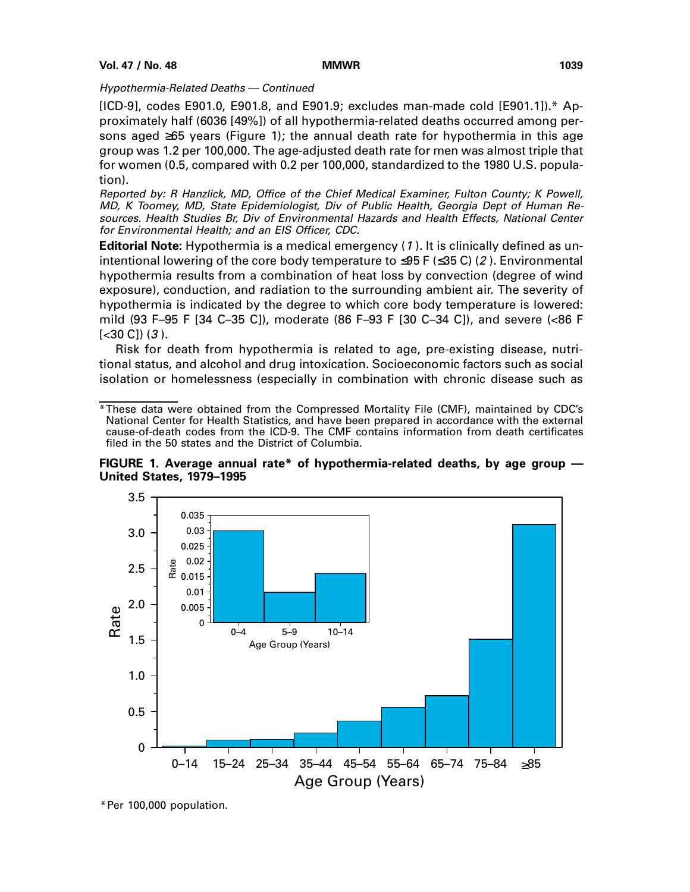*Hypothermia-Related Deaths — Continued*

[ICD-9], codes E901.0, E901.8, and E901.9; excludes man-made cold [E901.1]).* Approximately half (6036 [49%]) of all hypothermia-related deaths occurred among persons aged ≥65 years (Figure 1); the annual death rate for hypothermia in this age group was 1.2 per 100,000. The age-adjusted death rate for men was almost triple that for women (0.5, compared with 0.2 per 100,000, standardized to the 1980 U.S. population).

*Reported by: R Hanzlick, MD, Office of the Chief Medical Examiner, Fulton County; K Powell, MD, K Toomey, MD, State Epidemiologist, Div of Public Health, Georgia Dept of Human Resources. Health Studies Br, Div of Environmental Hazards and Health Effects, National Center for Environmental Health; and an EIS Officer, CDC.*

**Editorial Note:** Hypothermia is a medical emergency (*1*). It is clinically defined as unintentional lowering of the core body temperature to ≤95 F (≤35 C) (*2*). Environmental hypothermia results from a combination of heat loss by convection (degree of wind exposure), conduction, and radiation to the surrounding ambient air. The severity of hypothermia is indicated by the degree to which core body temperature is lowered: mild (93 F–95 F [34 C–35 C]), moderate (86 F–93 F [30 C–34 C]), and severe (<86 F [<30 C]) (*3*).

Risk for death from hypothermia is related to age, pre-existing disease, nutritional status, and alcohol and drug intoxication. Socioeconomic factors such as social isolation or homelessness (especially in combination with chronic disease such as

*These data were obtained from the Compressed Mortality File (CMF), maintained by CDC's National Center for Health Statistics, and have been prepared in accordance with the external cause-of-death codes from the ICD-9. The CMF contains information from death certificates filed in the 50 states and the District of Columbia.

**FIGURE 1. Average annual rate* of hypothermia-related deaths, by age group — United States, 1979–1995**

*Per 100,000 population.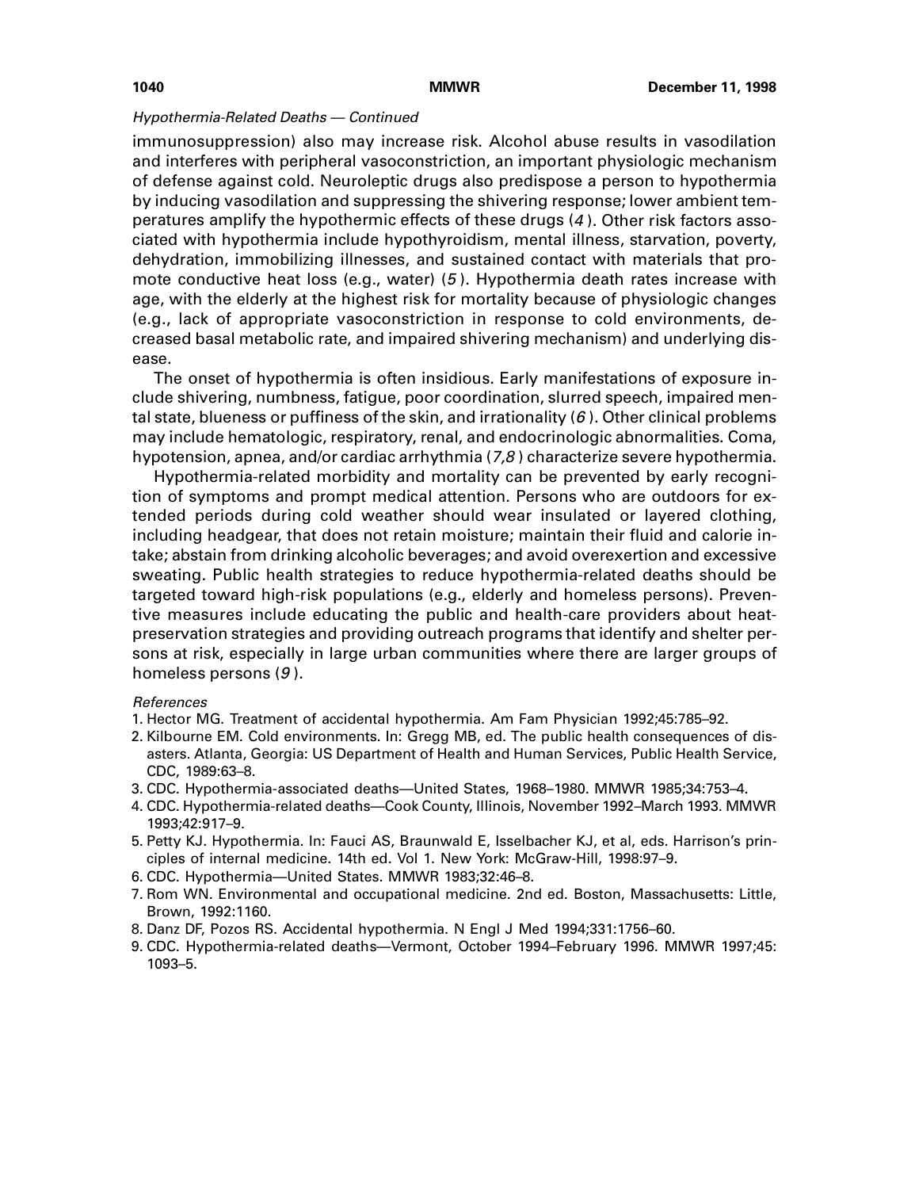*Hypothermia-Related Deaths — Continued*

immunosuppression) also may increase risk. Alcohol abuse results in vasodilation and interferes with peripheral vasoconstriction, an important physiologic mechanism of defense against cold. Neuroleptic drugs also predispose a person to hypothermia by inducing vasodilation and suppressing the shivering response; lower ambient temperatures amplify the hypothermic effects of these drugs (*4*). Other risk factors associated with hypothermia include hypothyroidism, mental illness, starvation, poverty, dehydration, immobilizing illnesses, and sustained contact with materials that promote conductive heat loss (e.g., water) (*5*). Hypothermia death rates increase with age, with the elderly at the highest risk for mortality because of physiologic changes (e.g., lack of appropriate vasoconstriction in response to cold environments, decreased basal metabolic rate, and impaired shivering mechanism) and underlying disease.

The onset of hypothermia is often insidious. Early manifestations of exposure include shivering, numbness, fatigue, poor coordination, slurred speech, impaired mental state, blueness or puffiness of the skin, and irrationality (*6*). Other clinical problems may include hematologic, respiratory, renal, and endocrinologic abnormalities. Coma, hypotension, apnea, and/or cardiac arrhythmia (*7,8*) characterize severe hypothermia.

Hypothermia-related morbidity and mortality can be prevented by early recognition of symptoms and prompt medical attention. Persons who are outdoors for extended periods during cold weather should wear insulated or layered clothing, including headgear, that does not retain moisture; maintain their fluid and calorie intake; abstain from drinking alcoholic beverages; and avoid overexertion and excessive sweating. Public health strategies to reduce hypothermia-related deaths should be targeted toward high-risk populations (e.g., elderly and homeless persons). Preventive measures include educating the public and health-care providers about heat-preservation strategies and providing outreach programs that identify and shelter persons at risk, especially in large urban communities where there are larger groups of homeless persons (*9*).

*References*

1. Hector MG. Treatment of accidental hypothermia. Am Fam Physician 1992;45:785–92.
2. Kilbourne EM. Cold environments. In: Gregg MB, ed. The public health consequences of disasters. Atlanta, Georgia: US Department of Health and Human Services, Public Health Service, CDC, 1989:63–8.
3. CDC. Hypothermia-associated deaths—United States, 1968–1980. MMWR 1985;34:753–4.
4. CDC. Hypothermia-related deaths—Cook County, Illinois, November 1992–March 1993. MMWR 1993;42:917–9.
5. Petty KJ. Hypothermia. In: Fauci AS, Braunwald E, Isselbacher KJ, et al, eds. Harrison's principles of internal medicine. 14th ed. Vol 1. New York: McGraw-Hill, 1998:97–9.
6. CDC. Hypothermia—United States. MMWR 1983;32:46–8.
7. Rom WN. Environmental and occupational medicine. 2nd ed. Boston, Massachusetts: Little, Brown, 1992:1160.
8. Danz DF, Pozos RS. Accidental hypothermia. N Engl J Med 1994;331:1756–60.
9. CDC. Hypothermia-related deaths—Vermont, October 1994–February 1996. MMWR 1997;45:1093–5.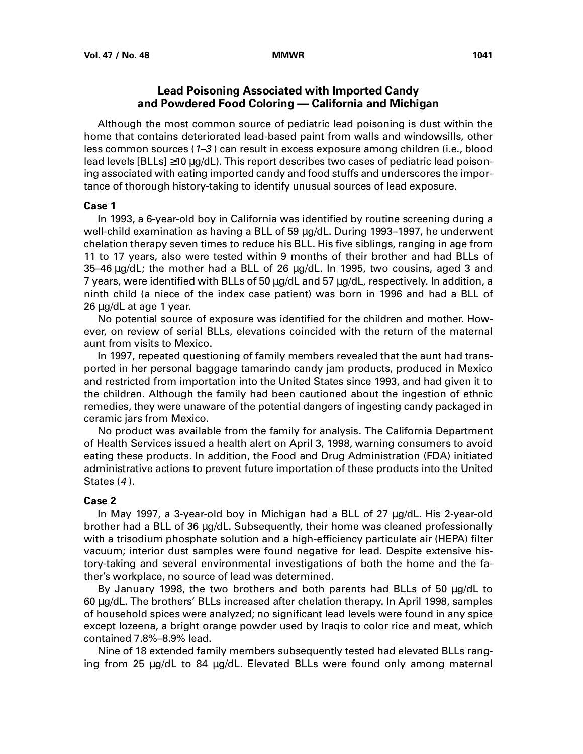## Lead Poisoning Associated with Imported Candy and Powdered Food Coloring — California and Michigan

Although the most common source of pediatric lead poisoning is dust within the home that contains deteriorated lead-based paint from walls and windowsills, other less common sources (*1–3*) can result in excess exposure among children (i.e., blood lead levels [BLLs] ≥10 µg/dL). This report describes two cases of pediatric lead poisoning associated with eating imported candy and food stuffs and underscores the importance of thorough history-taking to identify unusual sources of lead exposure.

### Case 1

In 1993, a 6-year-old boy in California was identified by routine screening during a well-child examination as having a BLL of 59 µg/dL. During 1993–1997, he underwent chelation therapy seven times to reduce his BLL. His five siblings, ranging in age from 11 to 17 years, also were tested within 9 months of their brother and had BLLs of 35–46 µg/dL; the mother had a BLL of 26 µg/dL. In 1995, two cousins, aged 3 and 7 years, were identified with BLLs of 50 µg/dL and 57 µg/dL, respectively. In addition, a ninth child (a niece of the index case patient) was born in 1996 and had a BLL of 26 µg/dL at age 1 year.

No potential source of exposure was identified for the children and mother. However, on review of serial BLLs, elevations coincided with the return of the maternal aunt from visits to Mexico.

In 1997, repeated questioning of family members revealed that the aunt had transported in her personal baggage tamarindo candy jam products, produced in Mexico and restricted from importation into the United States since 1993, and had given it to the children. Although the family had been cautioned about the ingestion of ethnic remedies, they were unaware of the potential dangers of ingesting candy packaged in ceramic jars from Mexico.

No product was available from the family for analysis. The California Department of Health Services issued a health alert on April 3, 1998, warning consumers to avoid eating these products. In addition, the Food and Drug Administration (FDA) initiated administrative actions to prevent future importation of these products into the United States (*4*).

### Case 2

In May 1997, a 3-year-old boy in Michigan had a BLL of 27 µg/dL. His 2-year-old brother had a BLL of 36 µg/dL. Subsequently, their home was cleaned professionally with a trisodium phosphate solution and a high-efficiency particulate air (HEPA) filter vacuum; interior dust samples were found negative for lead. Despite extensive history-taking and several environmental investigations of both the home and the father's workplace, no source of lead was determined.

By January 1998, the two brothers and both parents had BLLs of 50 µg/dL to 60 µg/dL. The brothers' BLLs increased after chelation therapy. In April 1998, samples of household spices were analyzed; no significant lead levels were found in any spice except lozeena, a bright orange powder used by Iraqis to color rice and meat, which contained 7.8%–8.9% lead.

Nine of 18 extended family members subsequently tested had elevated BLLs ranging from 25 µg/dL to 84 µg/dL. Elevated BLLs were found only among maternal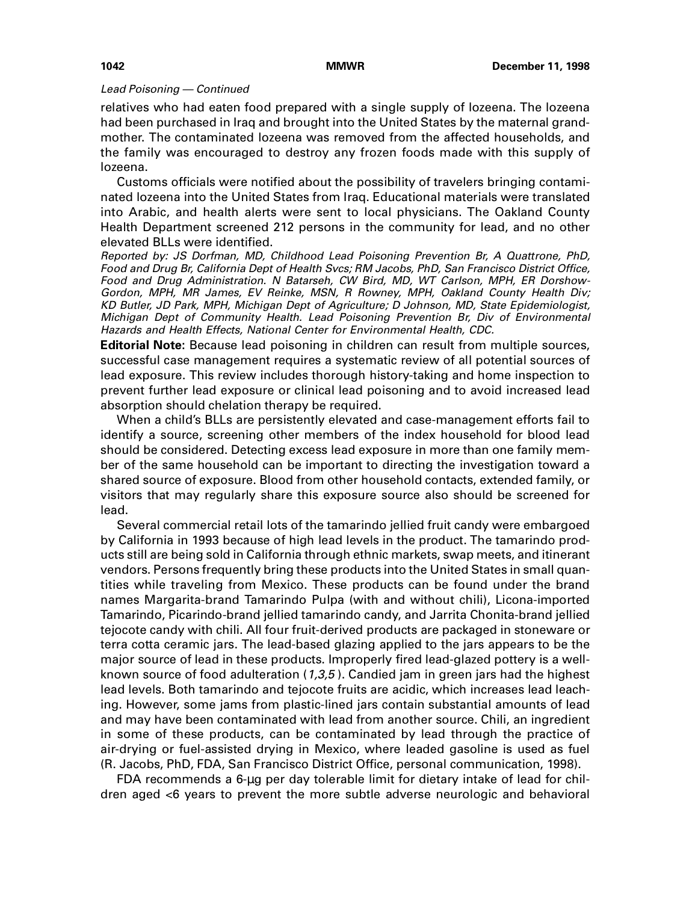*Lead Poisoning — Continued*

relatives who had eaten food prepared with a single supply of lozeena. The lozeena had been purchased in Iraq and brought into the United States by the maternal grandmother. The contaminated lozeena was removed from the affected households, and the family was encouraged to destroy any frozen foods made with this supply of lozeena.

Customs officials were notified about the possibility of travelers bringing contaminated lozeena into the United States from Iraq. Educational materials were translated into Arabic, and health alerts were sent to local physicians. The Oakland County Health Department screened 212 persons in the community for lead, and no other elevated BLLs were identified.

*Reported by: JS Dorfman, MD, Childhood Lead Poisoning Prevention Br, A Quattrone, PhD, Food and Drug Br, California Dept of Health Svcs; RM Jacobs, PhD, San Francisco District Office, Food and Drug Administration. N Batarseh, CW Bird, MD, WT Carlson, MPH, ER Dorshow-Gordon, MPH, MR James, EV Reinke, MSN, R Rowney, MPH, Oakland County Health Div; KD Butler, JD Park, MPH, Michigan Dept of Agriculture; D Johnson, MD, State Epidemiologist, Michigan Dept of Community Health. Lead Poisoning Prevention Br, Div of Environmental Hazards and Health Effects, National Center for Environmental Health, CDC.*

**Editorial Note:** Because lead poisoning in children can result from multiple sources, successful case management requires a systematic review of all potential sources of lead exposure. This review includes thorough history-taking and home inspection to prevent further lead exposure or clinical lead poisoning and to avoid increased lead absorption should chelation therapy be required.

When a child's BLLs are persistently elevated and case-management efforts fail to identify a source, screening other members of the index household for blood lead should be considered. Detecting excess lead exposure in more than one family member of the same household can be important to directing the investigation toward a shared source of exposure. Blood from other household contacts, extended family, or visitors that may regularly share this exposure source also should be screened for lead.

Several commercial retail lots of the tamarindo jellied fruit candy were embargoed by California in 1993 because of high lead levels in the product. The tamarindo products still are being sold in California through ethnic markets, swap meets, and itinerant vendors. Persons frequently bring these products into the United States in small quantities while traveling from Mexico. These products can be found under the brand names Margarita-brand Tamarindo Pulpa (with and without chili), Licona-imported Tamarindo, Picarindo-brand jellied tamarindo candy, and Jarrita Chonita-brand jellied tejocote candy with chili. All four fruit-derived products are packaged in stoneware or terra cotta ceramic jars. The lead-based glazing applied to the jars appears to be the major source of lead in these products. Improperly fired lead-glazed pottery is a well-known source of food adulteration (*1,3,5*). Candied jam in green jars had the highest lead levels. Both tamarindo and tejocote fruits are acidic, which increases lead leaching. However, some jams from plastic-lined jars contain substantial amounts of lead and may have been contaminated with lead from another source. Chili, an ingredient in some of these products, can be contaminated by lead through the practice of air-drying or fuel-assisted drying in Mexico, where leaded gasoline is used as fuel (R. Jacobs, PhD, FDA, San Francisco District Office, personal communication, 1998).

FDA recommends a 6-µg per day tolerable limit for dietary intake of lead for children aged <6 years to prevent the more subtle adverse neurologic and behavioral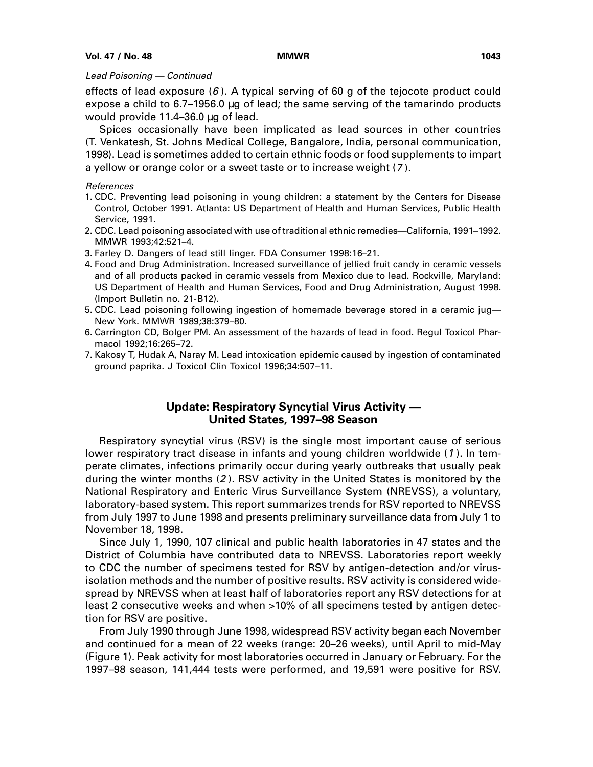*Lead Poisoning — Continued*

effects of lead exposure (*6*). A typical serving of 60 g of the tejocote product could expose a child to 6.7–1956.0 µg of lead; the same serving of the tamarindo products would provide 11.4–36.0 µg of lead.

Spices occasionally have been implicated as lead sources in other countries (T. Venkatesh, St. Johns Medical College, Bangalore, India, personal communication, 1998). Lead is sometimes added to certain ethnic foods or food supplements to impart a yellow or orange color or a sweet taste or to increase weight (*7*).

*References*

1. CDC. Preventing lead poisoning in young children: a statement by the Centers for Disease Control, October 1991. Atlanta: US Department of Health and Human Services, Public Health Service, 1991.
2. CDC. Lead poisoning associated with use of traditional ethnic remedies—California, 1991–1992. MMWR 1993;42:521–4.
3. Farley D. Dangers of lead still linger. FDA Consumer 1998:16–21.
4. Food and Drug Administration. Increased surveillance of jellied fruit candy in ceramic vessels and of all products packed in ceramic vessels from Mexico due to lead. Rockville, Maryland: US Department of Health and Human Services, Food and Drug Administration, August 1998. (Import Bulletin no. 21-B12).
5. CDC. Lead poisoning following ingestion of homemade beverage stored in a ceramic jug—New York. MMWR 1989;38:379–80.
6. Carrington CD, Bolger PM. An assessment of the hazards of lead in food. Regul Toxicol Pharmacol 1992;16:265–72.
7. Kakosy T, Hudak A, Naray M. Lead intoxication epidemic caused by ingestion of contaminated ground paprika. J Toxicol Clin Toxicol 1996;34:507–11.

## Update: Respiratory Syncytial Virus Activity — United States, 1997–98 Season

Respiratory syncytial virus (RSV) is the single most important cause of serious lower respiratory tract disease in infants and young children worldwide (*1*). In temperate climates, infections primarily occur during yearly outbreaks that usually peak during the winter months (*2*). RSV activity in the United States is monitored by the National Respiratory and Enteric Virus Surveillance System (NREVSS), a voluntary, laboratory-based system. This report summarizes trends for RSV reported to NREVSS from July 1997 to June 1998 and presents preliminary surveillance data from July 1 to November 18, 1998.

Since July 1, 1990, 107 clinical and public health laboratories in 47 states and the District of Columbia have contributed data to NREVSS. Laboratories report weekly to CDC the number of specimens tested for RSV by antigen-detection and/or virus-isolation methods and the number of positive results. RSV activity is considered widespread by NREVSS when at least half of laboratories report any RSV detections for at least 2 consecutive weeks and when >10% of all specimens tested by antigen detection for RSV are positive.

From July 1990 through June 1998, widespread RSV activity began each November and continued for a mean of 22 weeks (range: 20–26 weeks), until April to mid-May (Figure 1). Peak activity for most laboratories occurred in January or February. For the 1997–98 season, 141,444 tests were performed, and 19,591 were positive for RSV.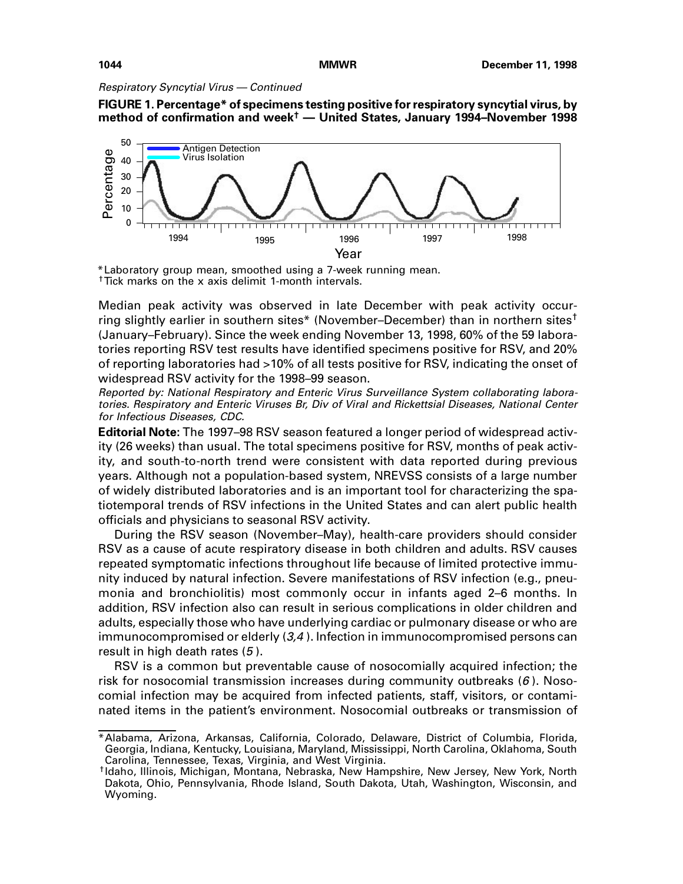*Respiratory Syncytial Virus — Continued*

**FIGURE 1. Percentage* of specimens testing positive for respiratory syncytial virus, by method of confirmation and week† — United States, January 1994–November 1998**

*Laboratory group mean, smoothed using a 7-week running mean.
†Tick marks on the x axis delimit 1-month intervals.

Median peak activity was observed in late December with peak activity occurring slightly earlier in southern sites* (November–December) than in northern sites† (January–February). Since the week ending November 13, 1998, 60% of the 59 laboratories reporting RSV test results have identified specimens positive for RSV, and 20% of reporting laboratories had >10% of all tests positive for RSV, indicating the onset of widespread RSV activity for the 1998–99 season.

*Reported by: National Respiratory and Enteric Virus Surveillance System collaborating laboratories. Respiratory and Enteric Viruses Br, Div of Viral and Rickettsial Diseases, National Center for Infectious Diseases, CDC.*

**Editorial Note:** The 1997–98 RSV season featured a longer period of widespread activity (26 weeks) than usual. The total specimens positive for RSV, months of peak activity, and south-to-north trend were consistent with data reported during previous years. Although not a population-based system, NREVSS consists of a large number of widely distributed laboratories and is an important tool for characterizing the spatiotemporal trends of RSV infections in the United States and can alert public health officials and physicians to seasonal RSV activity.

During the RSV season (November–May), health-care providers should consider RSV as a cause of acute respiratory disease in both children and adults. RSV causes repeated symptomatic infections throughout life because of limited protective immunity induced by natural infection. Severe manifestations of RSV infection (e.g., pneumonia and bronchiolitis) most commonly occur in infants aged 2–6 months. In addition, RSV infection also can result in serious complications in older children and adults, especially those who have underlying cardiac or pulmonary disease or who are immunocompromised or elderly (*3,4*). Infection in immunocompromised persons can result in high death rates (*5*).

RSV is a common but preventable cause of nosocomially acquired infection; the risk for nosocomial transmission increases during community outbreaks (*6*). Nosocomial infection may be acquired from infected patients, staff, visitors, or contaminated items in the patient's environment. Nosocomial outbreaks or transmission of

---

*Alabama, Arizona, Arkansas, California, Colorado, Delaware, District of Columbia, Florida, Georgia, Indiana, Kentucky, Louisiana, Maryland, Mississippi, North Carolina, Oklahoma, South Carolina, Tennessee, Texas, Virginia, and West Virginia.

†Idaho, Illinois, Michigan, Montana, Nebraska, New Hampshire, New Jersey, New York, North Dakota, Ohio, Pennsylvania, Rhode Island, South Dakota, Utah, Washington, Wisconsin, and Wyoming.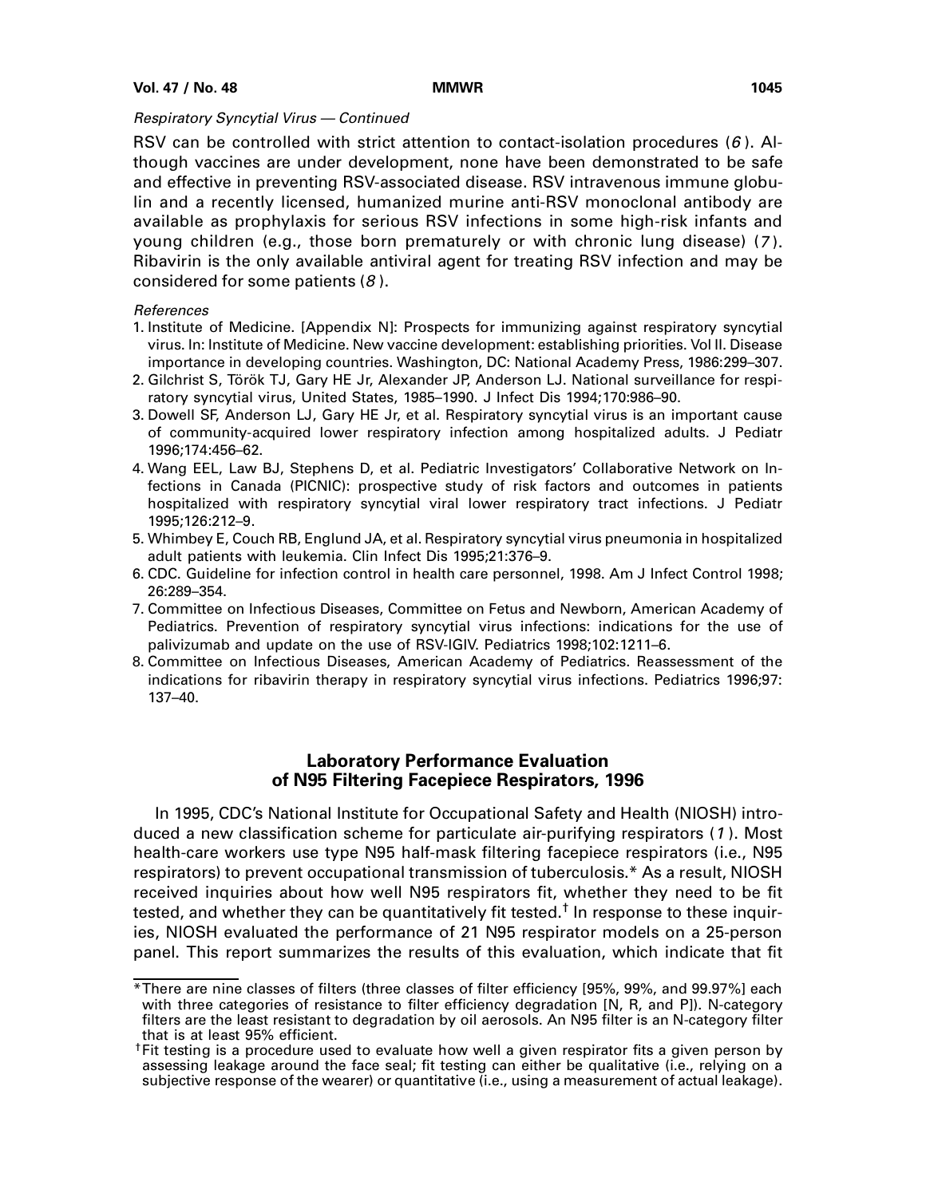*Respiratory Syncytial Virus — Continued*

RSV can be controlled with strict attention to contact-isolation procedures (*6*). Although vaccines are under development, none have been demonstrated to be safe and effective in preventing RSV-associated disease. RSV intravenous immune globulin and a recently licensed, humanized murine anti-RSV monoclonal antibody are available as prophylaxis for serious RSV infections in some high-risk infants and young children (e.g., those born prematurely or with chronic lung disease) (*7*). Ribavirin is the only available antiviral agent for treating RSV infection and may be considered for some patients (*8*).

*References*

1. Institute of Medicine. [Appendix N]: Prospects for immunizing against respiratory syncytial virus. In: Institute of Medicine. New vaccine development: establishing priorities. Vol II. Disease importance in developing countries. Washington, DC: National Academy Press, 1986:299–307.
2. Gilchrist S, Török TJ, Gary HE Jr, Alexander JP, Anderson LJ. National surveillance for respiratory syncytial virus, United States, 1985–1990. J Infect Dis 1994;170:986–90.
3. Dowell SF, Anderson LJ, Gary HE Jr, et al. Respiratory syncytial virus is an important cause of community-acquired lower respiratory infection among hospitalized adults. J Pediatr 1996;174:456–62.
4. Wang EEL, Law BJ, Stephens D, et al. Pediatric Investigators' Collaborative Network on Infections in Canada (PICNIC): prospective study of risk factors and outcomes in patients hospitalized with respiratory syncytial viral lower respiratory tract infections. J Pediatr 1995;126:212–9.
5. Whimbey E, Couch RB, Englund JA, et al. Respiratory syncytial virus pneumonia in hospitalized adult patients with leukemia. Clin Infect Dis 1995;21:376–9.
6. CDC. Guideline for infection control in health care personnel, 1998. Am J Infect Control 1998; 26:289–354.
7. Committee on Infectious Diseases, Committee on Fetus and Newborn, American Academy of Pediatrics. Prevention of respiratory syncytial virus infections: indications for the use of palivizumab and update on the use of RSV-IGIV. Pediatrics 1998;102:1211–6.
8. Committee on Infectious Diseases, American Academy of Pediatrics. Reassessment of the indications for ribavirin therapy in respiratory syncytial virus infections. Pediatrics 1996;97: 137–40.

## Laboratory Performance Evaluation of N95 Filtering Facepiece Respirators, 1996

In 1995, CDC's National Institute for Occupational Safety and Health (NIOSH) introduced a new classification scheme for particulate air-purifying respirators (*1*). Most health-care workers use type N95 half-mask filtering facepiece respirators (i.e., N95 respirators) to prevent occupational transmission of tuberculosis.* As a result, NIOSH received inquiries about how well N95 respirators fit, whether they need to be fit tested, and whether they can be quantitatively fit tested.† In response to these inquiries, NIOSH evaluated the performance of 21 N95 respirator models on a 25-person panel. This report summarizes the results of this evaluation, which indicate that fit

*There are nine classes of filters (three classes of filter efficiency [95%, 99%, and 99.97%] each with three categories of resistance to filter efficiency degradation [N, R, and P]). N-category filters are the least resistant to degradation by oil aerosols. An N95 filter is an N-category filter that is at least 95% efficient.

†Fit testing is a procedure used to evaluate how well a given respirator fits a given person by assessing leakage around the face seal; fit testing can either be qualitative (i.e., relying on a subjective response of the wearer) or quantitative (i.e., using a measurement of actual leakage).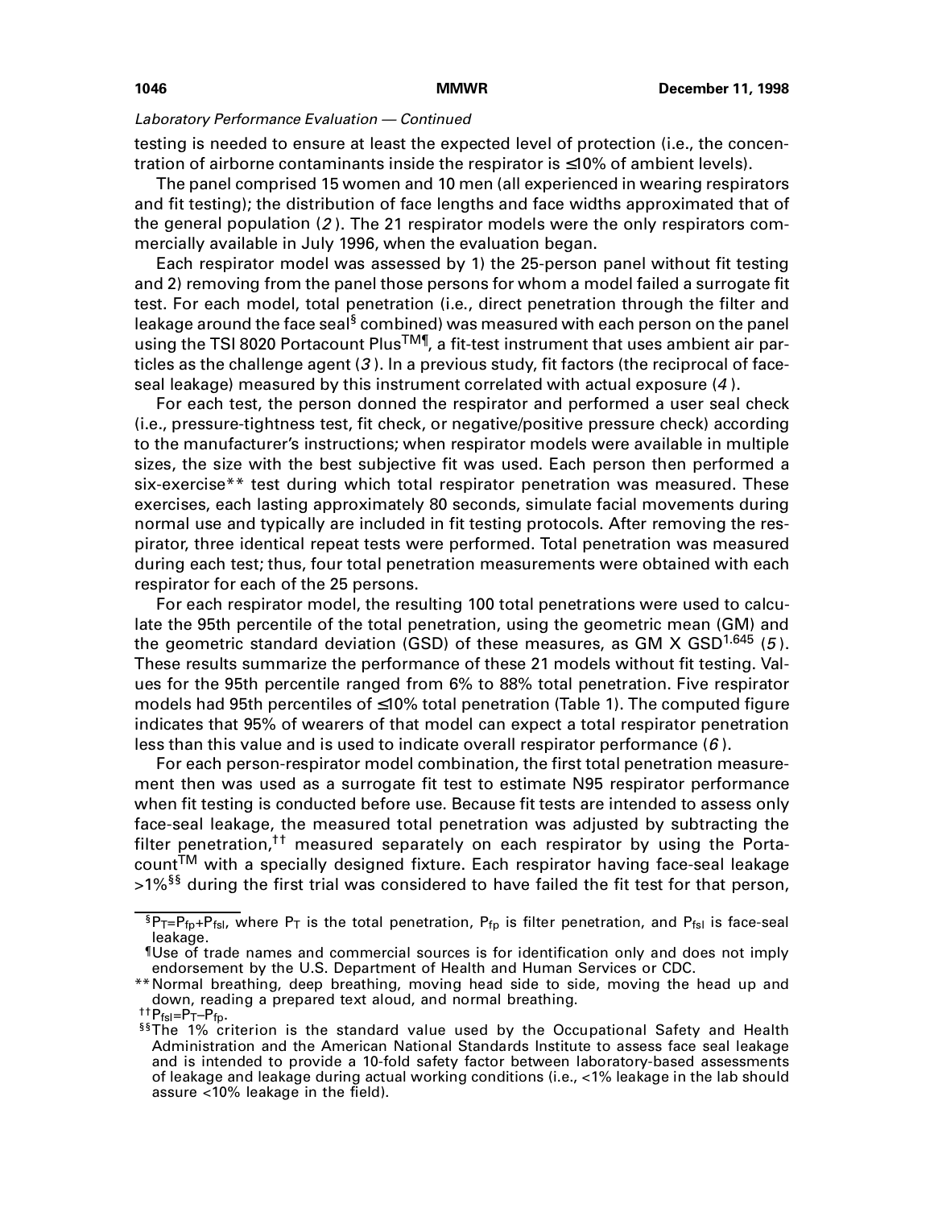*Laboratory Performance Evaluation — Continued*

testing is needed to ensure at least the expected level of protection (i.e., the concentration of airborne contaminants inside the respirator is ≤10% of ambient levels).

The panel comprised 15 women and 10 men (all experienced in wearing respirators and fit testing); the distribution of face lengths and face widths approximated that of the general population (*2*). The 21 respirator models were the only respirators commercially available in July 1996, when the evaluation began.

Each respirator model was assessed by 1) the 25-person panel without fit testing and 2) removing from the panel those persons for whom a model failed a surrogate fit test. For each model, total penetration (i.e., direct penetration through the filter and leakage around the face seal[§] combined) was measured with each person on the panel using the TSI 8020 Portacount Plus™[¶], a fit-test instrument that uses ambient air particles as the challenge agent (*3*). In a previous study, fit factors (the reciprocal of face-seal leakage) measured by this instrument correlated with actual exposure (*4*).

For each test, the person donned the respirator and performed a user seal check (i.e., pressure-tightness test, fit check, or negative/positive pressure check) according to the manufacturer's instructions; when respirator models were available in multiple sizes, the size with the best subjective fit was used. Each person then performed a six-exercise[**] test during which total respirator penetration was measured. These exercises, each lasting approximately 80 seconds, simulate facial movements during normal use and typically are included in fit testing protocols. After removing the respirator, three identical repeat tests were performed. Total penetration was measured during each test; thus, four total penetration measurements were obtained with each respirator for each of the 25 persons.

For each respirator model, the resulting 100 total penetrations were used to calculate the 95th percentile of the total penetration, using the geometric mean (GM) and the geometric standard deviation (GSD) of these measures, as $GM \times GSD^{1.645}$ (*5*). These results summarize the performance of these 21 models without fit testing. Values for the 95th percentile ranged from 6% to 88% total penetration. Five respirator models had 95th percentiles of ≤10% total penetration (Table 1). The computed figure indicates that 95% of wearers of that model can expect a total respirator penetration less than this value and is used to indicate overall respirator performance (*6*).

For each person-respirator model combination, the first total penetration measurement then was used as a surrogate fit test to estimate N95 respirator performance when fit testing is conducted before use. Because fit tests are intended to assess only face-seal leakage, the measured total penetration was adjusted by subtracting the filter penetration,[††] measured separately on each respirator by using the Portacount™ with a specially designed fixture. Each respirator having face-seal leakage >1%[§§] during the first trial was considered to have failed the fit test for that person,

---

[§] $P_T = P_{fp} + P_{fsl}$, where $P_T$ is the total penetration, $P_{fp}$ is filter penetration, and $P_{fsl}$ is face-seal leakage.

[¶] Use of trade names and commercial sources is for identification only and does not imply endorsement by the U.S. Department of Health and Human Services or CDC.

[**] Normal breathing, deep breathing, moving head side to side, moving the head up and down, reading a prepared text aloud, and normal breathing.

[††] $P_{fsl} = P_T - P_{fp}$.

[§§] The 1% criterion is the standard value used by the Occupational Safety and Health Administration and the American National Standards Institute to assess face seal leakage and is intended to provide a 10-fold safety factor between laboratory-based assessments of leakage and leakage during actual working conditions (i.e., <1% leakage in the lab should assure <10% leakage in the field).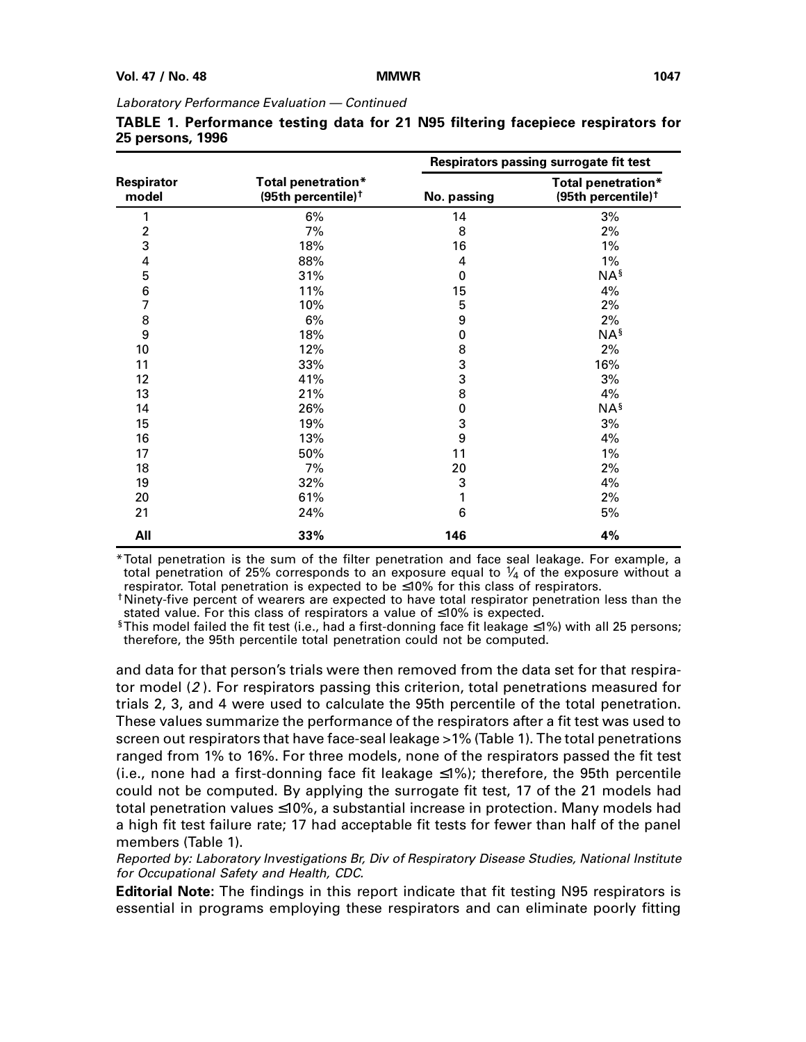*Laboratory Performance Evaluation — Continued*

**TABLE 1. Performance testing data for 21 N95 filtering facepiece respirators for 25 persons, 1996**

| Respirator model | Total penetration* (95th percentile)† | Respirators passing surrogate fit test | |
|---|---|---|---|
| | | No. passing | Total penetration* (95th percentile)† |
| 1 | 6% | 14 | 3% |
| 2 | 7% | 8 | 2% |
| 3 | 18% | 16 | 1% |
| 4 | 88% | 4 | 1% |
| 5 | 31% | 0 | NA§ |
| 6 | 11% | 15 | 4% |
| 7 | 10% | 5 | 2% |
| 8 | 6% | 9 | 2% |
| 9 | 18% | 0 | NA§ |
| 10 | 12% | 8 | 2% |
| 11 | 33% | 3 | 16% |
| 12 | 41% | 3 | 3% |
| 13 | 21% | 8 | 4% |
| 14 | 26% | 0 | NA§ |
| 15 | 19% | 3 | 3% |
| 16 | 13% | 9 | 4% |
| 17 | 50% | 11 | 1% |
| 18 | 7% | 20 | 2% |
| 19 | 32% | 3 | 4% |
| 20 | 61% | 1 | 2% |
| 21 | 24% | 6 | 5% |
| **All** | **33%** | **146** | **4%** |

*Total penetration is the sum of the filter penetration and face seal leakage. For example, a total penetration of 25% corresponds to an exposure equal to ¼ of the exposure without a respirator. Total penetration is expected to be ≤10% for this class of respirators.

†Ninety-five percent of wearers are expected to have total respirator penetration less than the stated value. For this class of respirators a value of ≤10% is expected.

§This model failed the fit test (i.e., had a first-donning face fit leakage ≤1%) with all 25 persons; therefore, the 95th percentile total penetration could not be computed.

and data for that person's trials were then removed from the data set for that respirator model (*2*). For respirators passing this criterion, total penetrations measured for trials 2, 3, and 4 were used to calculate the 95th percentile of the total penetration. These values summarize the performance of the respirators after a fit test was used to screen out respirators that have face-seal leakage >1% (Table 1). The total penetrations ranged from 1% to 16%. For three models, none of the respirators passed the fit test (i.e., none had a first-donning face fit leakage ≤1%); therefore, the 95th percentile could not be computed. By applying the surrogate fit test, 17 of the 21 models had total penetration values ≤10%, a substantial increase in protection. Many models had a high fit test failure rate; 17 had acceptable fit tests for fewer than half of the panel members (Table 1).

*Reported by: Laboratory Investigations Br, Div of Respiratory Disease Studies, National Institute for Occupational Safety and Health, CDC.*

**Editorial Note:** The findings in this report indicate that fit testing N95 respirators is essential in programs employing these respirators and can eliminate poorly fitting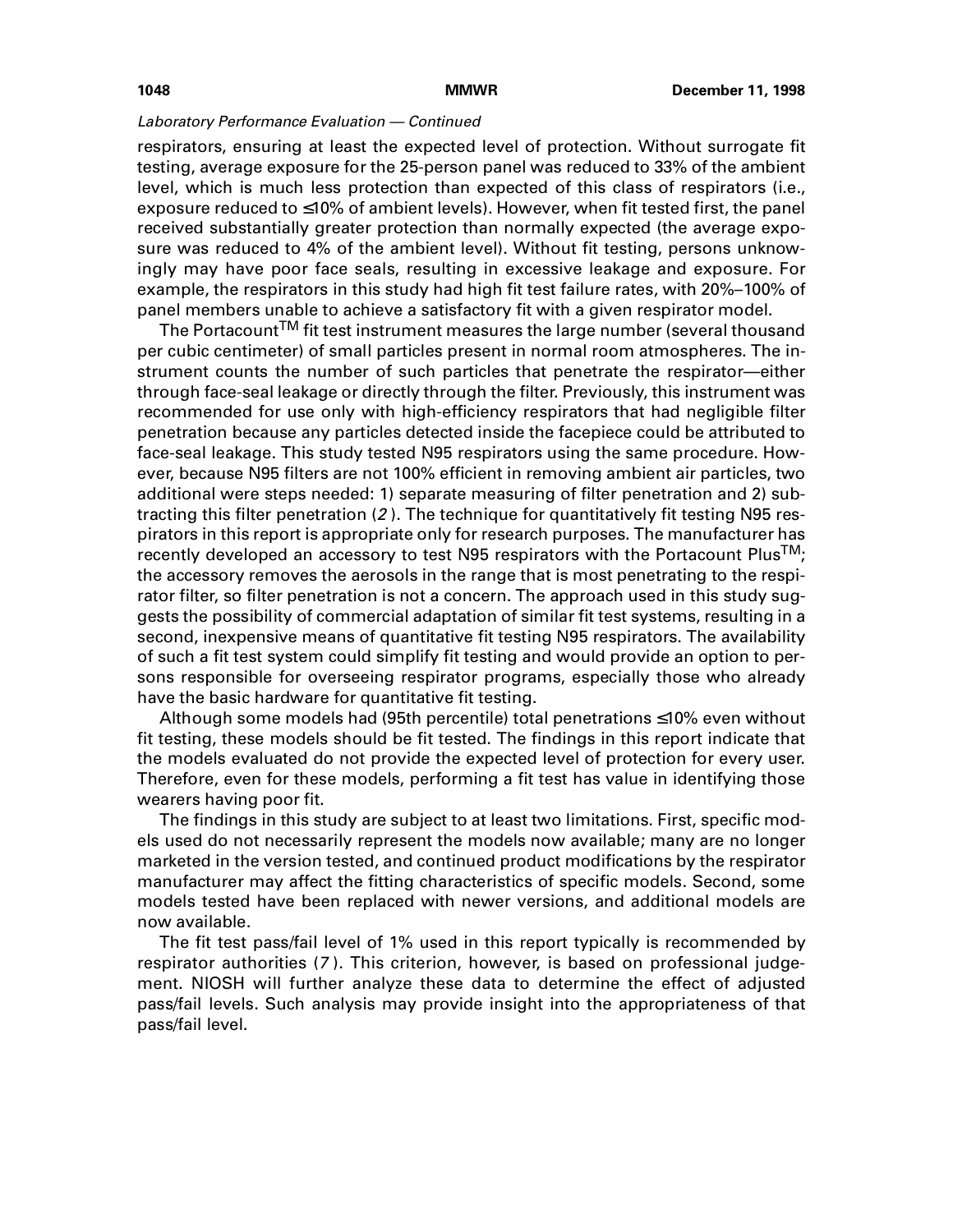*Laboratory Performance Evaluation — Continued*

respirators, ensuring at least the expected level of protection. Without surrogate fit testing, average exposure for the 25-person panel was reduced to 33% of the ambient level, which is much less protection than expected of this class of respirators (i.e., exposure reduced to ≤10% of ambient levels). However, when fit tested first, the panel received substantially greater protection than normally expected (the average exposure was reduced to 4% of the ambient level). Without fit testing, persons unknowingly may have poor face seals, resulting in excessive leakage and exposure. For example, the respirators in this study had high fit test failure rates, with 20%–100% of panel members unable to achieve a satisfactory fit with a given respirator model.

The Portacount™ fit test instrument measures the large number (several thousand per cubic centimeter) of small particles present in normal room atmospheres. The instrument counts the number of such particles that penetrate the respirator—either through face-seal leakage or directly through the filter. Previously, this instrument was recommended for use only with high-efficiency respirators that had negligible filter penetration because any particles detected inside the facepiece could be attributed to face-seal leakage. This study tested N95 respirators using the same procedure. However, because N95 filters are not 100% efficient in removing ambient air particles, two additional were steps needed: 1) separate measuring of filter penetration and 2) subtracting this filter penetration (*2*). The technique for quantitatively fit testing N95 respirators in this report is appropriate only for research purposes. The manufacturer has recently developed an accessory to test N95 respirators with the Portacount Plus™; the accessory removes the aerosols in the range that is most penetrating to the respirator filter, so filter penetration is not a concern. The approach used in this study suggests the possibility of commercial adaptation of similar fit test systems, resulting in a second, inexpensive means of quantitative fit testing N95 respirators. The availability of such a fit test system could simplify fit testing and would provide an option to persons responsible for overseeing respirator programs, especially those who already have the basic hardware for quantitative fit testing.

Although some models had (95th percentile) total penetrations ≤10% even without fit testing, these models should be fit tested. The findings in this report indicate that the models evaluated do not provide the expected level of protection for every user. Therefore, even for these models, performing a fit test has value in identifying those wearers having poor fit.

The findings in this study are subject to at least two limitations. First, specific models used do not necessarily represent the models now available; many are no longer marketed in the version tested, and continued product modifications by the respirator manufacturer may affect the fitting characteristics of specific models. Second, some models tested have been replaced with newer versions, and additional models are now available.

The fit test pass/fail level of 1% used in this report typically is recommended by respirator authorities (*7*). This criterion, however, is based on professional judgement. NIOSH will further analyze these data to determine the effect of adjusted pass/fail levels. Such analysis may provide insight into the appropriateness of that pass/fail level.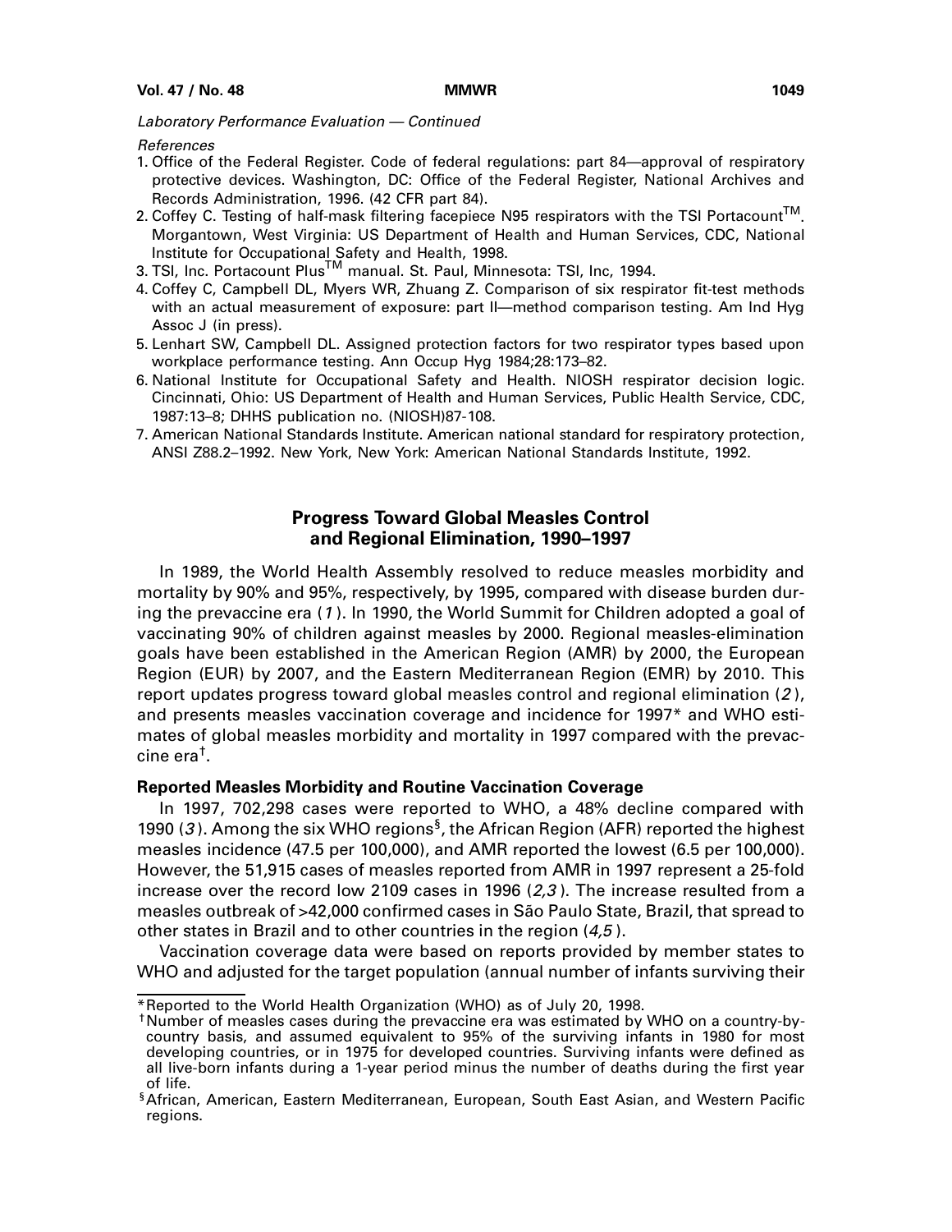*Laboratory Performance Evaluation — Continued*

*References*

1. Office of the Federal Register. Code of federal regulations: part 84—approval of respiratory protective devices. Washington, DC: Office of the Federal Register, National Archives and Records Administration, 1996. (42 CFR part 84).
2. Coffey C. Testing of half-mask filtering facepiece N95 respirators with the TSI Portacount™. Morgantown, West Virginia: US Department of Health and Human Services, CDC, National Institute for Occupational Safety and Health, 1998.
3. TSI, Inc. Portacount Plus™ manual. St. Paul, Minnesota: TSI, Inc, 1994.
4. Coffey C, Campbell DL, Myers WR, Zhuang Z. Comparison of six respirator fit-test methods with an actual measurement of exposure: part II—method comparison testing. Am Ind Hyg Assoc J (in press).
5. Lenhart SW, Campbell DL. Assigned protection factors for two respirator types based upon workplace performance testing. Ann Occup Hyg 1984;28:173–82.
6. National Institute for Occupational Safety and Health. NIOSH respirator decision logic. Cincinnati, Ohio: US Department of Health and Human Services, Public Health Service, CDC, 1987:13–8; DHHS publication no. (NIOSH)87-108.
7. American National Standards Institute. American national standard for respiratory protection, ANSI Z88.2–1992. New York, New York: American National Standards Institute, 1992.

## Progress Toward Global Measles Control and Regional Elimination, 1990–1997

In 1989, the World Health Assembly resolved to reduce measles morbidity and mortality by 90% and 95%, respectively, by 1995, compared with disease burden during the prevaccine era (*1*). In 1990, the World Summit for Children adopted a goal of vaccinating 90% of children against measles by 2000. Regional measles-elimination goals have been established in the American Region (AMR) by 2000, the European Region (EUR) by 2007, and the Eastern Mediterranean Region (EMR) by 2010. This report updates progress toward global measles control and regional elimination (*2*), and presents measles vaccination coverage and incidence for 1997* and WHO estimates of global measles morbidity and mortality in 1997 compared with the prevaccine era†.

### Reported Measles Morbidity and Routine Vaccination Coverage

In 1997, 702,298 cases were reported to WHO, a 48% decline compared with 1990 (*3*). Among the six WHO regions§, the African Region (AFR) reported the highest measles incidence (47.5 per 100,000), and AMR reported the lowest (6.5 per 100,000). However, the 51,915 cases of measles reported from AMR in 1997 represent a 25-fold increase over the record low 2109 cases in 1996 (*2,3*). The increase resulted from a measles outbreak of >42,000 confirmed cases in São Paulo State, Brazil, that spread to other states in Brazil and to other countries in the region (*4,5*).

Vaccination coverage data were based on reports provided by member states to WHO and adjusted for the target population (annual number of infants surviving their

---

*Reported to the World Health Organization (WHO) as of July 20, 1998.

†Number of measles cases during the prevaccine era was estimated by WHO on a country-by-country basis, and assumed equivalent to 95% of the surviving infants in 1980 for most developing countries, or in 1975 for developed countries. Surviving infants were defined as all live-born infants during a 1-year period minus the number of deaths during the first year of life.

§African, American, Eastern Mediterranean, European, South East Asian, and Western Pacific regions.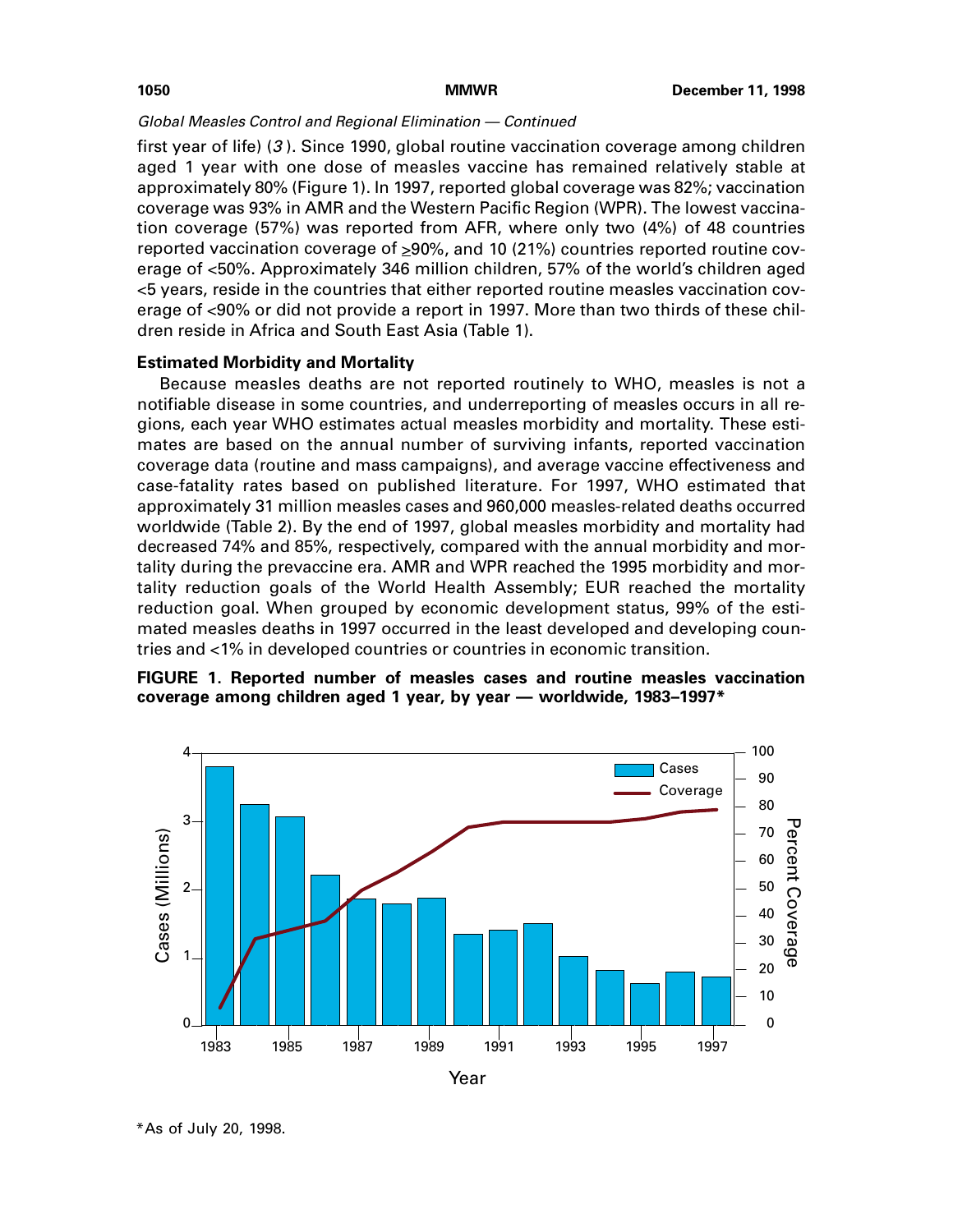*Global Measles Control and Regional Elimination — Continued*

first year of life) (*3*). Since 1990, global routine vaccination coverage among children aged 1 year with one dose of measles vaccine has remained relatively stable at approximately 80% (Figure 1). In 1997, reported global coverage was 82%; vaccination coverage was 93% in AMR and the Western Pacific Region (WPR). The lowest vaccination coverage (57%) was reported from AFR, where only two (4%) of 48 countries reported vaccination coverage of ≥90%, and 10 (21%) countries reported routine coverage of <50%. Approximately 346 million children, 57% of the world's children aged <5 years, reside in the countries that either reported routine measles vaccination coverage of <90% or did not provide a report in 1997. More than two thirds of these children reside in Africa and South East Asia (Table 1).

**Estimated Morbidity and Mortality**

Because measles deaths are not reported routinely to WHO, measles is not a notifiable disease in some countries, and underreporting of measles occurs in all regions, each year WHO estimates actual measles morbidity and mortality. These estimates are based on the annual number of surviving infants, reported vaccination coverage data (routine and mass campaigns), and average vaccine effectiveness and case-fatality rates based on published literature. For 1997, WHO estimated that approximately 31 million measles cases and 960,000 measles-related deaths occurred worldwide (Table 2). By the end of 1997, global measles morbidity and mortality had decreased 74% and 85%, respectively, compared with the annual morbidity and mortality during the prevaccine era. AMR and WPR reached the 1995 morbidity and mortality reduction goals of the World Health Assembly; EUR reached the mortality reduction goal. When grouped by economic development status, 99% of the estimated measles deaths in 1997 occurred in the least developed and developing countries and <1% in developed countries or countries in economic transition.

**FIGURE 1. Reported number of measles cases and routine measles vaccination coverage among children aged 1 year, by year — worldwide, 1983–1997***

*As of July 20, 1998.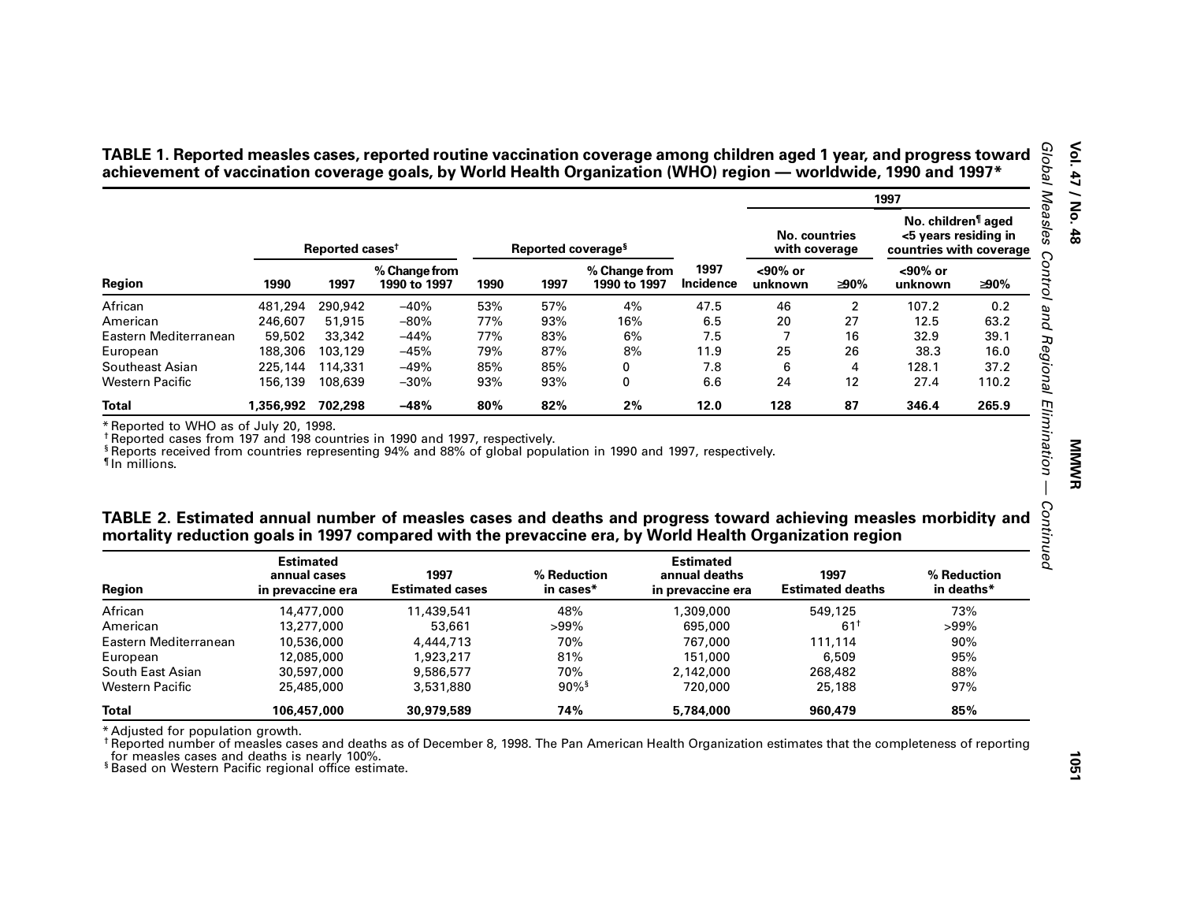**TABLE 1. Reported measles cases, reported routine vaccination coverage among children aged 1 year, and progress toward achievement of vaccination coverage goals, by World Health Organization (WHO) region — worldwide, 1990 and 1997***

| Region | Reported cases[†] | | | Reported coverage[§] | | | 1997 Incidence | 1997: No. countries with coverage | | 1997: No. children[¶] aged <5 years residing in countries with coverage | |
|---|---|---|---|---|---|---|---|---|---|---|---|
| | 1990 | 1997 | % Change from 1990 to 1997 | 1990 | 1997 | % Change from 1990 to 1997 | | <90% or unknown | ≥90% | <90% or unknown | ≥90% |
| African | 481,294 | 290,942 | –40% | 53% | 57% | 4% | 47.5 | 46 | 2 | 107.2 | 0.2 |
| American | 246,607 | 51,915 | –80% | 77% | 93% | 16% | 6.5 | 20 | 27 | 12.5 | 63.2 |
| Eastern Mediterranean | 59,502 | 33,342 | –44% | 77% | 83% | 6% | 7.5 | 7 | 16 | 32.9 | 39.1 |
| European | 188,306 | 103,129 | –45% | 79% | 87% | 8% | 11.9 | 25 | 26 | 38.3 | 16.0 |
| Southeast Asian | 225,144 | 114,331 | –49% | 85% | 85% | 0 | 7.8 | 6 | 4 | 128.1 | 37.2 |
| Western Pacific | 156,139 | 108,639 | –30% | 93% | 93% | 0 | 6.6 | 24 | 12 | 27.4 | 110.2 |
| **Total** | **1,356,992** | **702,298** | **–48%** | **80%** | **82%** | **2%** | **12.0** | **128** | **87** | **346.4** | **265.9** |

* Reported to WHO as of July 20, 1998.
[†] Reported cases from 197 and 198 countries in 1990 and 1997, respectively.
[§] Reports received from countries representing 94% and 88% of global population in 1990 and 1997, respectively.
[¶] In millions.

**TABLE 2. Estimated annual number of measles cases and deaths and progress toward achieving measles morbidity and mortality reduction goals in 1997 compared with the prevaccine era, by World Health Organization region**

| Region | Estimated annual cases in prevaccine era | 1997 Estimated cases | % Reduction in cases* | Estimated annual deaths in prevaccine era | 1997 Estimated deaths | % Reduction in deaths* |
|---|---|---|---|---|---|---|
| African | 14,477,000 | 11,439,541 | 48% | 1,309,000 | 549,125 | 73% |
| American | 13,277,000 | 53,661 | >99% | 695,000 | 61[†] | >99% |
| Eastern Mediterranean | 10,536,000 | 4,444,713 | 70% | 767,000 | 111,114 | 90% |
| European | 12,085,000 | 1,923,217 | 81% | 151,000 | 6,509 | 95% |
| South East Asian | 30,597,000 | 9,586,577 | 70% | 2,142,000 | 268,482 | 88% |
| Western Pacific | 25,485,000 | 3,531,880 | 90%[§] | 720,000 | 25,188 | 97% |
| **Total** | **106,457,000** | **30,979,589** | **74%** | **5,784,000** | **960,479** | **85%** |

* Adjusted for population growth.
[†] Reported number of measles cases and deaths as of December 8, 1998. The Pan American Health Organization estimates that the completeness of reporting for measles cases and deaths is nearly 100%.
[§] Based on Western Pacific regional office estimate.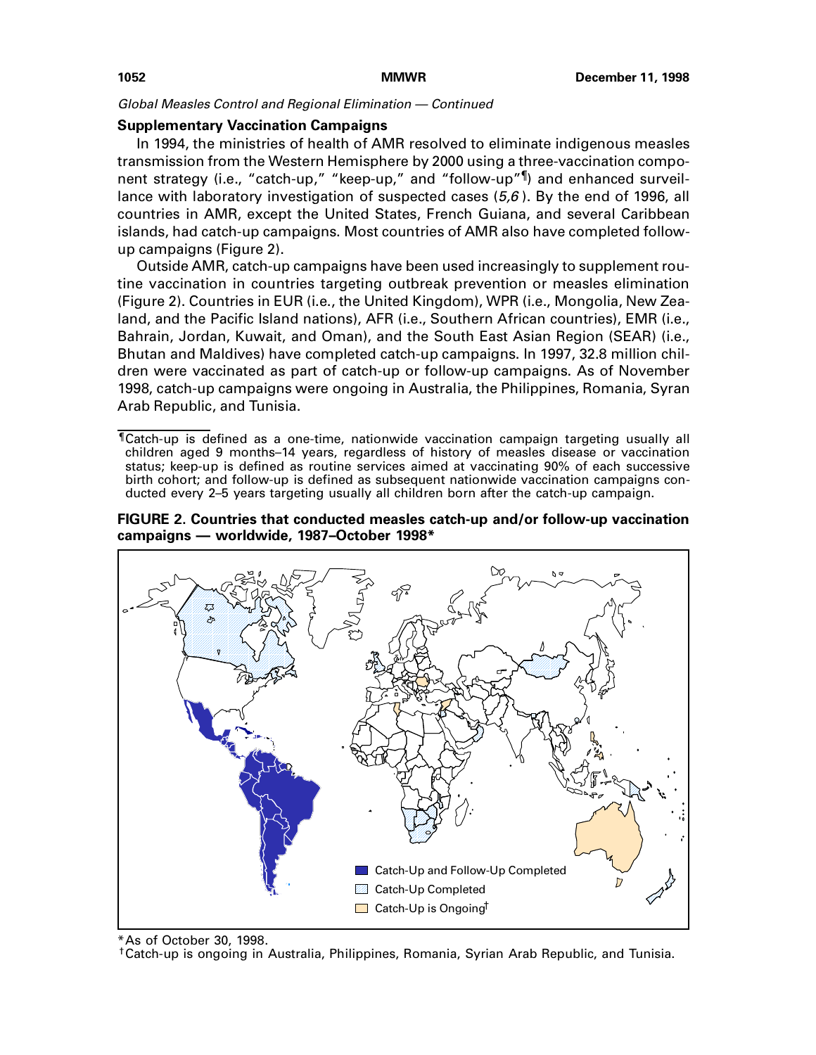*Global Measles Control and Regional Elimination — Continued*

**Supplementary Vaccination Campaigns**

In 1994, the ministries of health of AMR resolved to eliminate indigenous measles transmission from the Western Hemisphere by 2000 using a three-vaccination component strategy (i.e., "catch-up," "keep-up," and "follow-up"¶) and enhanced surveillance with laboratory investigation of suspected cases (*5,6*). By the end of 1996, all countries in AMR, except the United States, French Guiana, and several Caribbean islands, had catch-up campaigns. Most countries of AMR also have completed follow-up campaigns (Figure 2).

Outside AMR, catch-up campaigns have been used increasingly to supplement routine vaccination in countries targeting outbreak prevention or measles elimination (Figure 2). Countries in EUR (i.e., the United Kingdom), WPR (i.e., Mongolia, New Zealand, and the Pacific Island nations), AFR (i.e., Southern African countries), EMR (i.e., Bahrain, Jordan, Kuwait, and Oman), and the South East Asian Region (SEAR) (i.e., Bhutan and Maldives) have completed catch-up campaigns. In 1997, 32.8 million children were vaccinated as part of catch-up or follow-up campaigns. As of November 1998, catch-up campaigns were ongoing in Australia, the Philippines, Romania, Syran Arab Republic, and Tunisia.

¶Catch-up is defined as a one-time, nationwide vaccination campaign targeting usually all children aged 9 months–14 years, regardless of history of measles disease or vaccination status; keep-up is defined as routine services aimed at vaccinating 90% of each successive birth cohort; and follow-up is defined as subsequent nationwide vaccination campaigns conducted every 2–5 years targeting usually all children born after the catch-up campaign.

**FIGURE 2. Countries that conducted measles catch-up and/or follow-up vaccination campaigns — worldwide, 1987–October 1998***

Catch-Up and Follow-Up Completed
Catch-Up Completed
Catch-Up is Ongoing†

*As of October 30, 1998.
†Catch-up is ongoing in Australia, Philippines, Romania, Syrian Arab Republic, and Tunisia.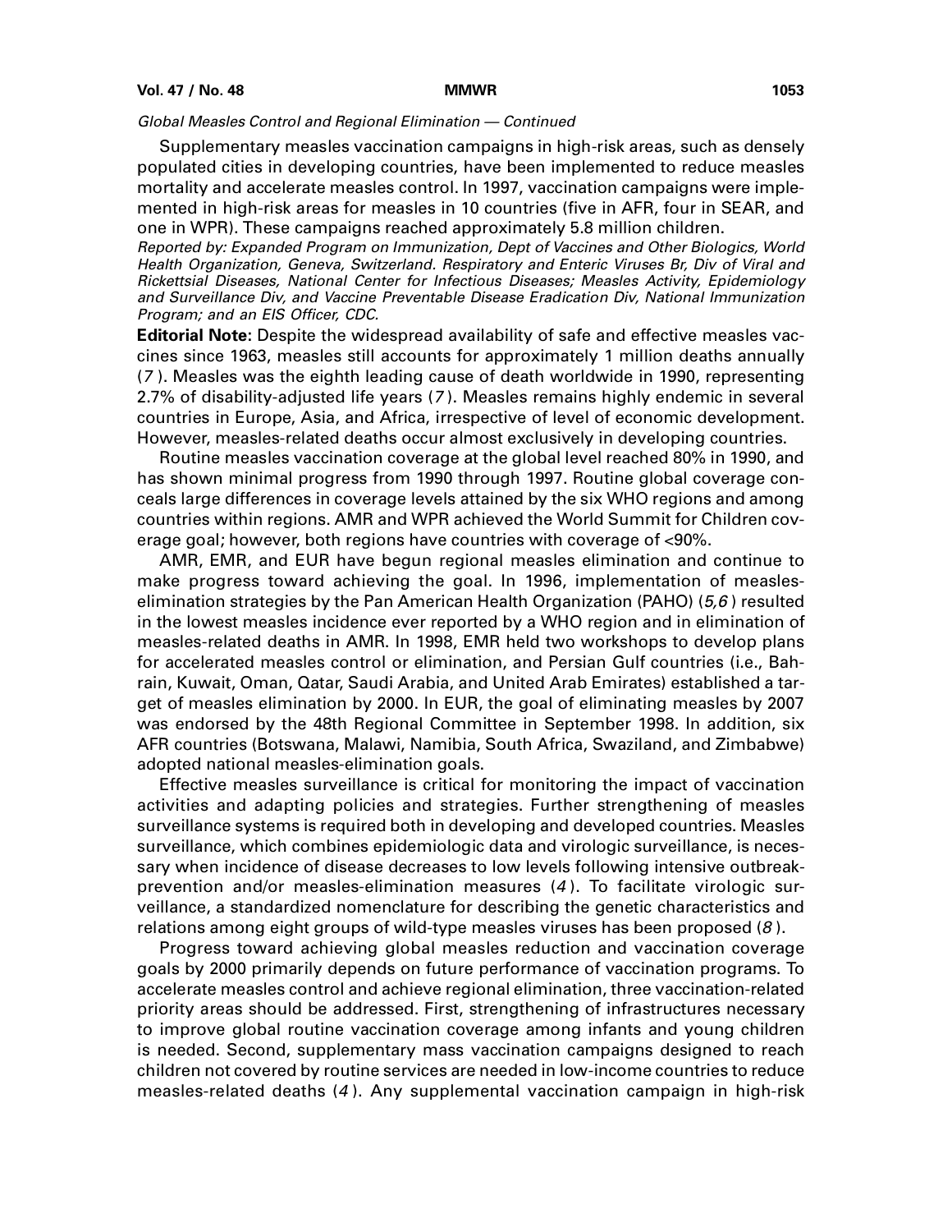*Global Measles Control and Regional Elimination — Continued*

Supplementary measles vaccination campaigns in high-risk areas, such as densely populated cities in developing countries, have been implemented to reduce measles mortality and accelerate measles control. In 1997, vaccination campaigns were implemented in high-risk areas for measles in 10 countries (five in AFR, four in SEAR, and one in WPR). These campaigns reached approximately 5.8 million children.

*Reported by: Expanded Program on Immunization, Dept of Vaccines and Other Biologics, World Health Organization, Geneva, Switzerland. Respiratory and Enteric Viruses Br, Div of Viral and Rickettsial Diseases, National Center for Infectious Diseases; Measles Activity, Epidemiology and Surveillance Div, and Vaccine Preventable Disease Eradication Div, National Immunization Program; and an EIS Officer, CDC.*

**Editorial Note:** Despite the widespread availability of safe and effective measles vaccines since 1963, measles still accounts for approximately 1 million deaths annually (*7*). Measles was the eighth leading cause of death worldwide in 1990, representing 2.7% of disability-adjusted life years (*7*). Measles remains highly endemic in several countries in Europe, Asia, and Africa, irrespective of level of economic development. However, measles-related deaths occur almost exclusively in developing countries.

Routine measles vaccination coverage at the global level reached 80% in 1990, and has shown minimal progress from 1990 through 1997. Routine global coverage conceals large differences in coverage levels attained by the six WHO regions and among countries within regions. AMR and WPR achieved the World Summit for Children coverage goal; however, both regions have countries with coverage of <90%.

AMR, EMR, and EUR have begun regional measles elimination and continue to make progress toward achieving the goal. In 1996, implementation of measles-elimination strategies by the Pan American Health Organization (PAHO) (*5,6*) resulted in the lowest measles incidence ever reported by a WHO region and in elimination of measles-related deaths in AMR. In 1998, EMR held two workshops to develop plans for accelerated measles control or elimination, and Persian Gulf countries (i.e., Bahrain, Kuwait, Oman, Qatar, Saudi Arabia, and United Arab Emirates) established a target of measles elimination by 2000. In EUR, the goal of eliminating measles by 2007 was endorsed by the 48th Regional Committee in September 1998. In addition, six AFR countries (Botswana, Malawi, Namibia, South Africa, Swaziland, and Zimbabwe) adopted national measles-elimination goals.

Effective measles surveillance is critical for monitoring the impact of vaccination activities and adapting policies and strategies. Further strengthening of measles surveillance systems is required both in developing and developed countries. Measles surveillance, which combines epidemiologic data and virologic surveillance, is necessary when incidence of disease decreases to low levels following intensive outbreak-prevention and/or measles-elimination measures (*4*). To facilitate virologic surveillance, a standardized nomenclature for describing the genetic characteristics and relations among eight groups of wild-type measles viruses has been proposed (*8*).

Progress toward achieving global measles reduction and vaccination coverage goals by 2000 primarily depends on future performance of vaccination programs. To accelerate measles control and achieve regional elimination, three vaccination-related priority areas should be addressed. First, strengthening of infrastructures necessary to improve global routine vaccination coverage among infants and young children is needed. Second, supplementary mass vaccination campaigns designed to reach children not covered by routine services are needed in low-income countries to reduce measles-related deaths (*4*). Any supplemental vaccination campaign in high-risk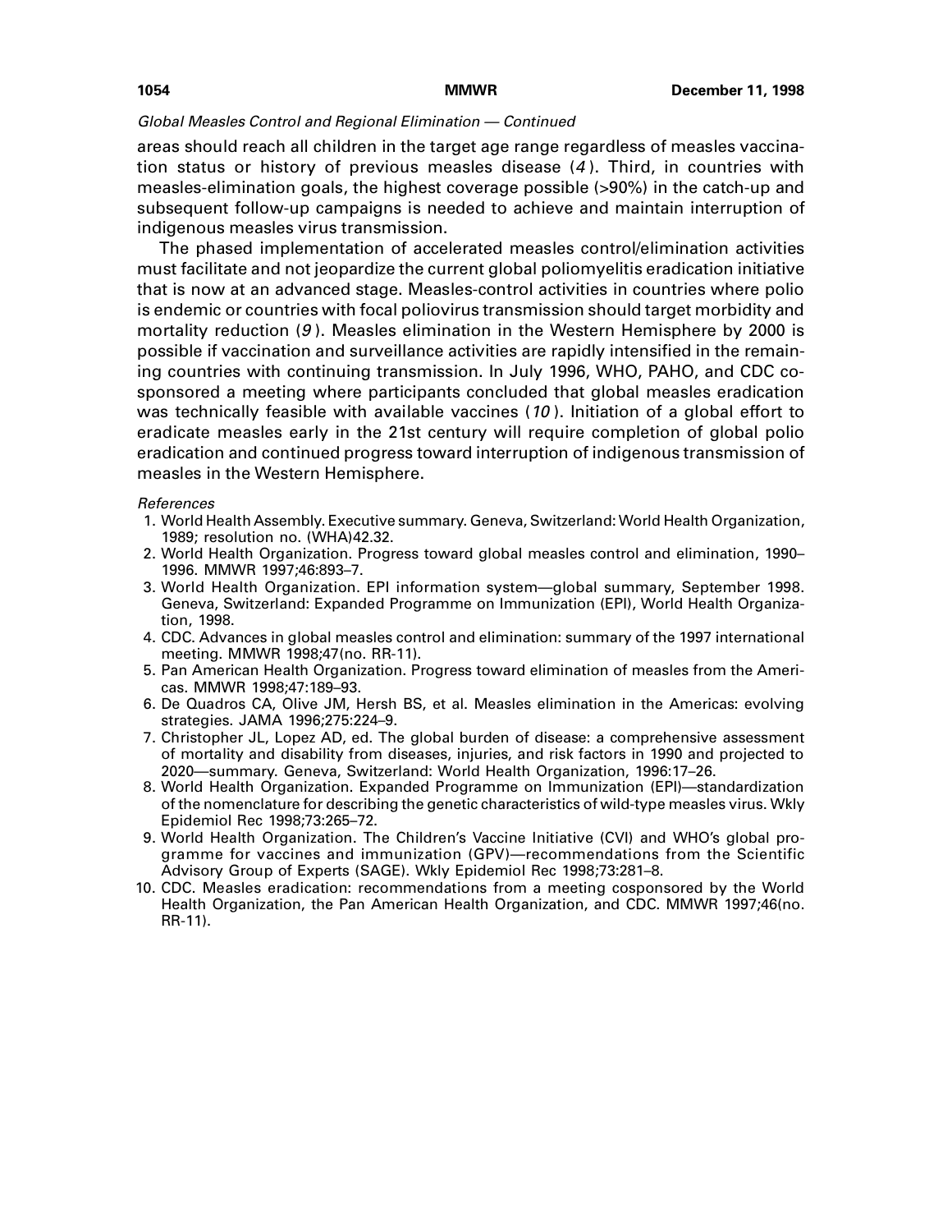*Global Measles Control and Regional Elimination — Continued*

areas should reach all children in the target age range regardless of measles vaccination status or history of previous measles disease (*4*). Third, in countries with measles-elimination goals, the highest coverage possible (>90%) in the catch-up and subsequent follow-up campaigns is needed to achieve and maintain interruption of indigenous measles virus transmission.

The phased implementation of accelerated measles control/elimination activities must facilitate and not jeopardize the current global poliomyelitis eradication initiative that is now at an advanced stage. Measles-control activities in countries where polio is endemic or countries with focal poliovirus transmission should target morbidity and mortality reduction (*9*). Measles elimination in the Western Hemisphere by 2000 is possible if vaccination and surveillance activities are rapidly intensified in the remaining countries with continuing transmission. In July 1996, WHO, PAHO, and CDC cosponsored a meeting where participants concluded that global measles eradication was technically feasible with available vaccines (*10*). Initiation of a global effort to eradicate measles early in the 21st century will require completion of global polio eradication and continued progress toward interruption of indigenous transmission of measles in the Western Hemisphere.

*References*

1. World Health Assembly. Executive summary. Geneva, Switzerland: World Health Organization, 1989; resolution no. (WHA)42.32.
2. World Health Organization. Progress toward global measles control and elimination, 1990–1996. MMWR 1997;46:893–7.
3. World Health Organization. EPI information system—global summary, September 1998. Geneva, Switzerland: Expanded Programme on Immunization (EPI), World Health Organization, 1998.
4. CDC. Advances in global measles control and elimination: summary of the 1997 international meeting. MMWR 1998;47(no. RR-11).
5. Pan American Health Organization. Progress toward elimination of measles from the Americas. MMWR 1998;47:189–93.
6. De Quadros CA, Olive JM, Hersh BS, et al. Measles elimination in the Americas: evolving strategies. JAMA 1996;275:224–9.
7. Christopher JL, Lopez AD, ed. The global burden of disease: a comprehensive assessment of mortality and disability from diseases, injuries, and risk factors in 1990 and projected to 2020—summary. Geneva, Switzerland: World Health Organization, 1996:17–26.
8. World Health Organization. Expanded Programme on Immunization (EPI)—standardization of the nomenclature for describing the genetic characteristics of wild-type measles virus. Wkly Epidemiol Rec 1998;73:265–72.
9. World Health Organization. The Children's Vaccine Initiative (CVI) and WHO's global programme for vaccines and immunization (GPV)—recommendations from the Scientific Advisory Group of Experts (SAGE). Wkly Epidemiol Rec 1998;73:281–8.
10. CDC. Measles eradication: recommendations from a meeting cosponsored by the World Health Organization, the Pan American Health Organization, and CDC. MMWR 1997;46(no. RR-11).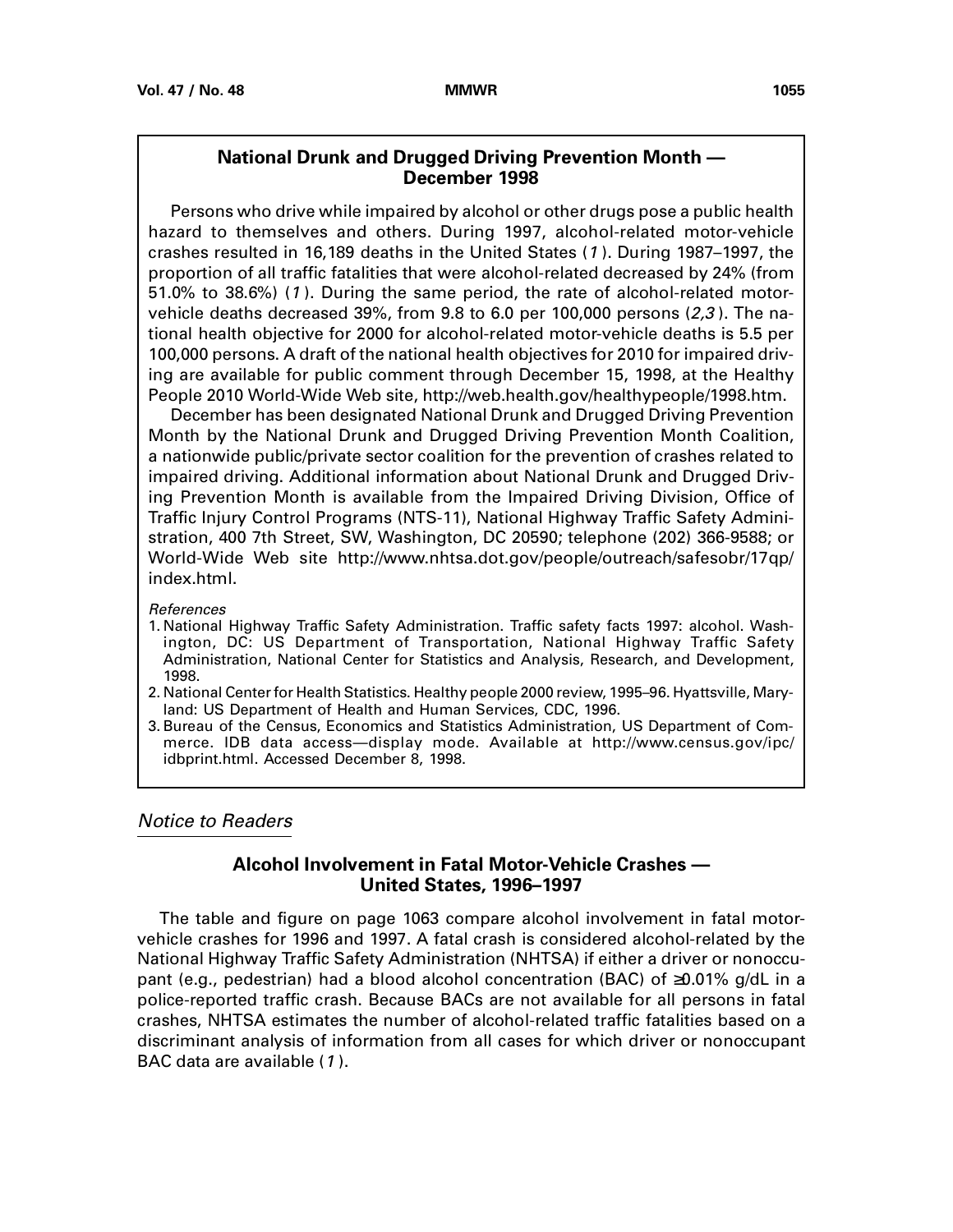## National Drunk and Drugged Driving Prevention Month — December 1998

Persons who drive while impaired by alcohol or other drugs pose a public health hazard to themselves and others. During 1997, alcohol-related motor-vehicle crashes resulted in 16,189 deaths in the United States (*1*). During 1987–1997, the proportion of all traffic fatalities that were alcohol-related decreased by 24% (from 51.0% to 38.6%) (*1*). During the same period, the rate of alcohol-related motor-vehicle deaths decreased 39%, from 9.8 to 6.0 per 100,000 persons (*2,3*). The national health objective for 2000 for alcohol-related motor-vehicle deaths is 5.5 per 100,000 persons. A draft of the national health objectives for 2010 for impaired driving are available for public comment through December 15, 1998, at the Healthy People 2010 World-Wide Web site, http://web.health.gov/healthypeople/1998.htm.

December has been designated National Drunk and Drugged Driving Prevention Month by the National Drunk and Drugged Driving Prevention Month Coalition, a nationwide public/private sector coalition for the prevention of crashes related to impaired driving. Additional information about National Drunk and Drugged Driving Prevention Month is available from the Impaired Driving Division, Office of Traffic Injury Control Programs (NTS-11), National Highway Traffic Safety Administration, 400 7th Street, SW, Washington, DC 20590; telephone (202) 366-9588; or World-Wide Web site http://www.nhtsa.dot.gov/people/outreach/safesobr/17qp/index.html.

*References*

1. National Highway Traffic Safety Administration. Traffic safety facts 1997: alcohol. Washington, DC: US Department of Transportation, National Highway Traffic Safety Administration, National Center for Statistics and Analysis, Research, and Development, 1998.
2. National Center for Health Statistics. Healthy people 2000 review, 1995–96. Hyattsville, Maryland: US Department of Health and Human Services, CDC, 1996.
3. Bureau of the Census, Economics and Statistics Administration, US Department of Commerce. IDB data access—display mode. Available at http://www.census.gov/ipc/idbprint.html. Accessed December 8, 1998.

*Notice to Readers*

## Alcohol Involvement in Fatal Motor-Vehicle Crashes — United States, 1996–1997

The table and figure on page 1063 compare alcohol involvement in fatal motor-vehicle crashes for 1996 and 1997. A fatal crash is considered alcohol-related by the National Highway Traffic Safety Administration (NHTSA) if either a driver or nonoccupant (e.g., pedestrian) had a blood alcohol concentration (BAC) of ≥0.01% g/dL in a police-reported traffic crash. Because BACs are not available for all persons in fatal crashes, NHTSA estimates the number of alcohol-related traffic fatalities based on a discriminant analysis of information from all cases for which driver or nonoccupant BAC data are available (*1*).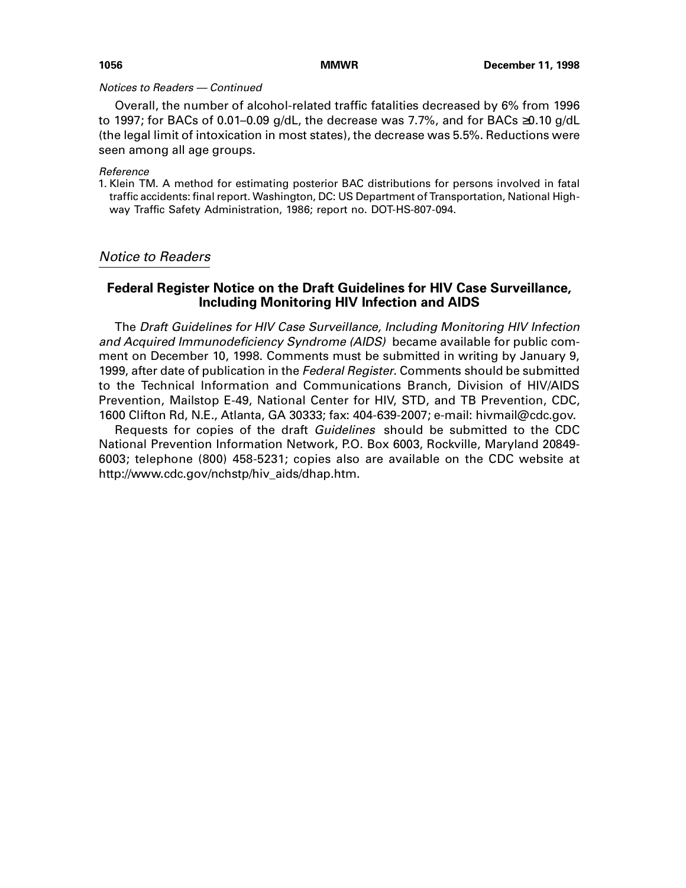*Notices to Readers — Continued*

Overall, the number of alcohol-related traffic fatalities decreased by 6% from 1996 to 1997; for BACs of 0.01–0.09 g/dL, the decrease was 7.7%, and for BACs ≥0.10 g/dL (the legal limit of intoxication in most states), the decrease was 5.5%. Reductions were seen among all age groups.

*Reference*

1. Klein TM. A method for estimating posterior BAC distributions for persons involved in fatal traffic accidents: final report. Washington, DC: US Department of Transportation, National Highway Traffic Safety Administration, 1986; report no. DOT-HS-807-094.

## *Notice to Readers*

### Federal Register Notice on the Draft Guidelines for HIV Case Surveillance, Including Monitoring HIV Infection and AIDS

The *Draft Guidelines for HIV Case Surveillance, Including Monitoring HIV Infection and Acquired Immunodeficiency Syndrome (AIDS)* became available for public comment on December 10, 1998. Comments must be submitted in writing by January 9, 1999, after date of publication in the *Federal Register*. Comments should be submitted to the Technical Information and Communications Branch, Division of HIV/AIDS Prevention, Mailstop E-49, National Center for HIV, STD, and TB Prevention, CDC, 1600 Clifton Rd, N.E., Atlanta, GA 30333; fax: 404-639-2007; e-mail: hivmail@cdc.gov.

Requests for copies of the draft *Guidelines* should be submitted to the CDC National Prevention Information Network, P.O. Box 6003, Rockville, Maryland 20849-6003; telephone (800) 458-5231; copies also are available on the CDC website at http://www.cdc.gov/nchstp/hiv_aids/dhap.htm.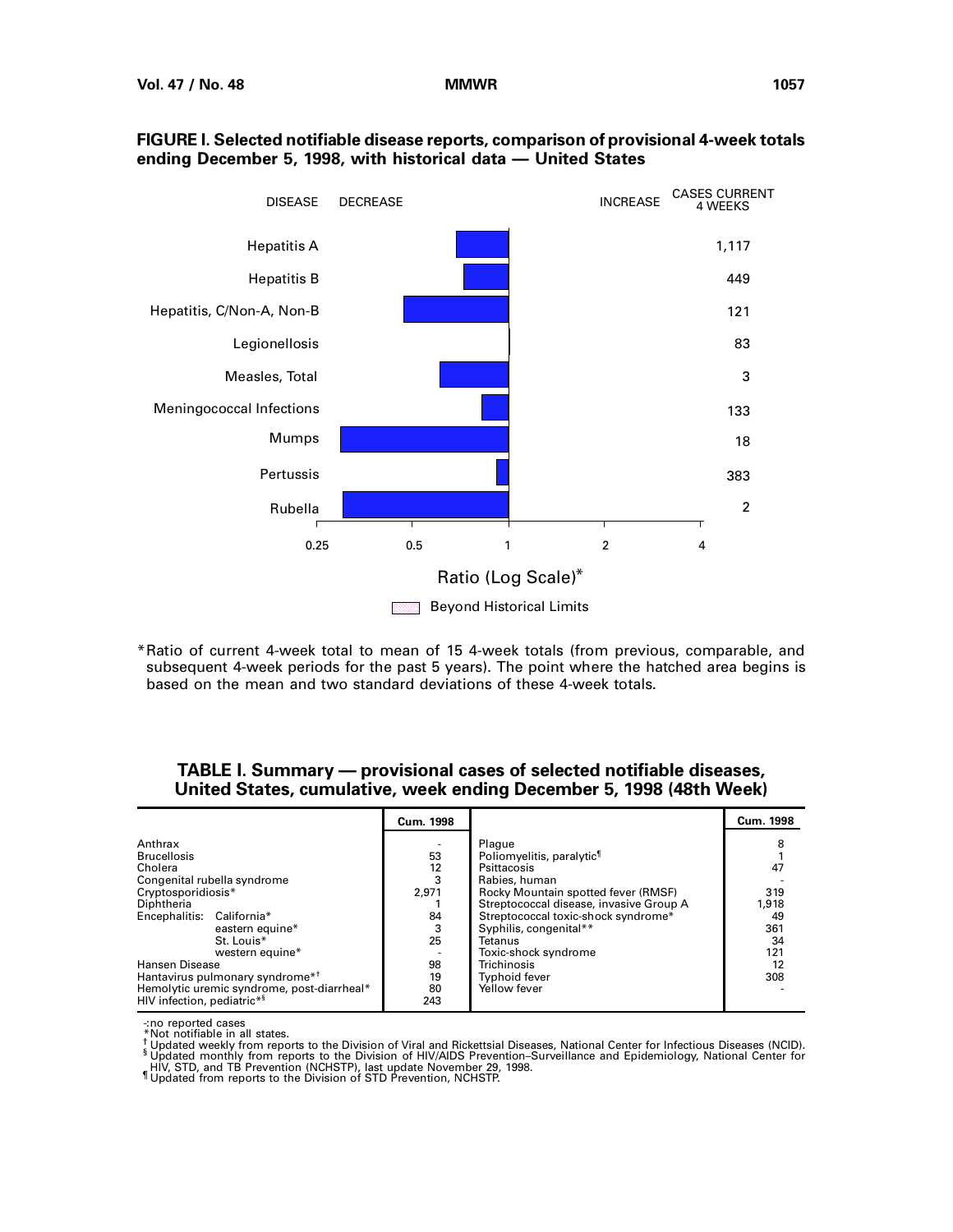**FIGURE I. Selected notifiable disease reports, comparison of provisional 4-week totals ending December 5, 1998, with historical data — United States**

| DISEASE | CASES CURRENT 4 WEEKS |
|---|---|
| Hepatitis A | 1,117 |
| Hepatitis B | 449 |
| Hepatitis, C/Non-A, Non-B | 121 |
| Legionellosis | 83 |
| Measles, Total | 3 |
| Meningococcal Infections | 133 |
| Mumps | 18 |
| Pertussis | 383 |
| Rubella | 2 |

Ratio (Log Scale)*

Beyond Historical Limits

*Ratio of current 4-week total to mean of 15 4-week totals (from previous, comparable, and subsequent 4-week periods for the past 5 years). The point where the hatched area begins is based on the mean and two standard deviations of these 4-week totals.

**TABLE I. Summary — provisional cases of selected notifiable diseases, United States, cumulative, week ending December 5, 1998 (48th Week)**

| | Cum. 1998 | | Cum. 1998 |
|---|---|---|---|
| Anthrax | - | Plague | 8 |
| Brucellosis | 53 | Poliomyelitis, paralytic¶ | 1 |
| Cholera | 12 | Psittacosis | 47 |
| Congenital rubella syndrome | 3 | Rabies, human | - |
| Cryptosporidiosis* | 2,971 | Rocky Mountain spotted fever (RMSF) | 319 |
| Diphtheria | 1 | Streptococcal disease, invasive Group A | 1,918 |
| Encephalitis: California* | 84 | Streptococcal toxic-shock syndrome* | 49 |
| eastern equine* | 3 | Syphilis, congenital** | 361 |
| St. Louis* | 25 | Tetanus | 34 |
| western equine* | - | Toxic-shock syndrome | 121 |
| Hansen Disease | 98 | Trichinosis | 12 |
| Hantavirus pulmonary syndrome*† | 19 | Typhoid fever | 308 |
| Hemolytic uremic syndrome, post-diarrheal* | 80 | Yellow fever | - |
| HIV infection, pediatric*§ | 243 | | |

-: no reported cases
*Not notifiable in all states.
† Updated weekly from reports to the Division of Viral and Rickettsial Diseases, National Center for Infectious Diseases (NCID).
§ Updated monthly from reports to the Division of HIV/AIDS Prevention–Surveillance and Epidemiology, National Center for HIV, STD, and TB Prevention (NCHSTP), last update November 29, 1998.
¶ Updated from reports to the Division of STD Prevention, NCHSTP.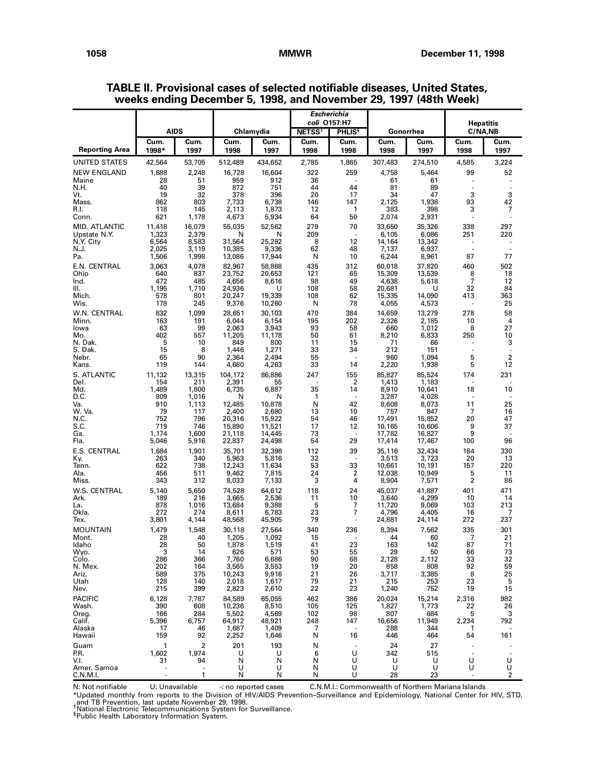**TABLE II. Provisional cases of selected notifiable diseases, United States, weeks ending December 5, 1998, and November 29, 1997 (48th Week)**

| Reporting Area | AIDS | | Chlamydia | | *Escherichia coli* O157:H7 | | Gonorrhea | | Hepatitis C/NA,NB | |
|---|---|---|---|---|---|---|---|---|---|---|
| | Cum. 1998* | Cum. 1997 | Cum. 1998 | Cum. 1997 | NETSS† Cum. 1998 | PHLIS§ Cum. 1998 | Cum. 1998 | Cum. 1997 | Cum. 1998 | Cum. 1997 |
| UNITED STATES | 42,564 | 53,705 | 512,489 | 434,652 | 2,785 | 1,865 | 307,483 | 274,510 | 4,585 | 3,224 |
| NEW ENGLAND | 1,688 | 2,248 | 16,728 | 16,604 | 322 | 259 | 4,758 | 5,464 | 99 | 52 |
| Maine | 28 | 51 | 959 | 912 | 36 | - | 61 | 61 | - | - |
| N.H. | 40 | 39 | 872 | 751 | 44 | 44 | 81 | 89 | - | - |
| Vt. | 19 | 32 | 378 | 396 | 20 | 17 | 34 | 47 | 3 | 3 |
| Mass. | 862 | 803 | 7,733 | 6,738 | 146 | 147 | 2,125 | 1,938 | 93 | 42 |
| R.I. | 118 | 145 | 2,113 | 1,873 | 12 | 1 | 383 | 398 | 3 | 7 |
| Conn. | 621 | 1,178 | 4,673 | 5,934 | 64 | 50 | 2,074 | 2,931 | - | - |
| MID. ATLANTIC | 11,418 | 16,079 | 55,035 | 52,562 | 279 | 70 | 33,650 | 35,326 | 338 | 297 |
| Upstate N.Y. | 1,323 | 2,379 | N | N | 209 | - | 6,105 | 6,086 | 251 | 220 |
| N.Y. City | 6,564 | 8,583 | 31,564 | 25,282 | 8 | 12 | 14,164 | 13,342 | - | - |
| N.J. | 2,025 | 3,119 | 10,385 | 9,336 | 62 | 48 | 7,137 | 6,937 | - | - |
| Pa. | 1,506 | 1,998 | 13,086 | 17,944 | N | 10 | 6,244 | 8,961 | 87 | 77 |
| E.N. CENTRAL | 3,063 | 4,078 | 82,967 | 58,868 | 435 | 312 | 60,018 | 37,820 | 460 | 502 |
| Ohio | 640 | 837 | 23,752 | 20,653 | 121 | 65 | 15,309 | 13,539 | 8 | 18 |
| Ind. | 472 | 485 | 4,656 | 8,616 | 98 | 49 | 4,638 | 5,618 | 7 | 12 |
| Ill. | 1,195 | 1,710 | 24,936 | U | 108 | 58 | 20,681 | U | 32 | 84 |
| Mich. | 578 | 801 | 20,247 | 19,339 | 108 | 62 | 15,335 | 14,090 | 413 | 363 |
| Wis. | 178 | 245 | 9,376 | 10,260 | N | 78 | 4,055 | 4,573 | - | 25 |
| W.N. CENTRAL | 832 | 1,099 | 28,651 | 30,103 | 470 | 384 | 14,659 | 13,279 | 278 | 58 |
| Minn. | 163 | 191 | 6,044 | 6,154 | 195 | 202 | 2,326 | 2,185 | 10 | 4 |
| Iowa | 63 | 99 | 2,063 | 3,943 | 93 | 58 | 660 | 1,012 | 8 | 27 |
| Mo. | 402 | 557 | 11,205 | 11,178 | 50 | 61 | 8,210 | 6,833 | 250 | 10 |
| N. Dak. | 5 | 10 | 849 | 800 | 11 | 15 | 71 | 66 | - | 3 |
| S. Dak. | 15 | 8 | 1,446 | 1,271 | 33 | 34 | 212 | 151 | - | - |
| Nebr. | 65 | 90 | 2,364 | 2,494 | 55 | - | 960 | 1,094 | 5 | 2 |
| Kans. | 119 | 144 | 4,680 | 4,263 | 33 | 14 | 2,220 | 1,938 | 5 | 12 |
| S. ATLANTIC | 11,132 | 13,315 | 104,172 | 86,886 | 247 | 155 | 85,827 | 85,524 | 174 | 231 |
| Del. | 154 | 211 | 2,391 | 55 | - | 2 | 1,413 | 1,183 | - | - |
| Md. | 1,489 | 1,800 | 6,735 | 6,887 | 35 | 14 | 8,910 | 10,641 | 18 | 10 |
| D.C. | 809 | 1,016 | N | N | 1 | - | 3,287 | 4,028 | - | - |
| Va. | 910 | 1,113 | 12,485 | 10,878 | N | 42 | 8,608 | 8,073 | 11 | 25 |
| W. Va. | 79 | 117 | 2,400 | 2,680 | 13 | 10 | 757 | 847 | 7 | 16 |
| N.C. | 752 | 796 | 20,316 | 15,922 | 54 | 46 | 17,491 | 15,852 | 20 | 47 |
| S.C. | 719 | 746 | 15,890 | 11,521 | 17 | 12 | 10,165 | 10,606 | 9 | 37 |
| Ga. | 1,174 | 1,600 | 21,118 | 14,445 | 73 | - | 17,782 | 16,827 | 9 | - |
| Fla. | 5,046 | 5,916 | 22,837 | 24,498 | 54 | 29 | 17,414 | 17,467 | 100 | 96 |
| E.S. CENTRAL | 1,684 | 1,901 | 35,701 | 32,398 | 112 | 39 | 35,116 | 32,434 | 184 | 330 |
| Ky. | 263 | 340 | 5,963 | 5,816 | 32 | - | 3,513 | 3,723 | 20 | 13 |
| Tenn. | 622 | 738 | 12,243 | 11,634 | 53 | 33 | 10,661 | 10,191 | 157 | 220 |
| Ala. | 456 | 511 | 9,462 | 7,815 | 24 | 2 | 12,038 | 10,949 | 5 | 11 |
| Miss. | 343 | 312 | 8,033 | 7,133 | 3 | 4 | 8,904 | 7,571 | 2 | 86 |
| W.S. CENTRAL | 5,140 | 5,650 | 74,528 | 64,612 | 118 | 24 | 45,037 | 41,887 | 401 | 471 |
| Ark. | 189 | 216 | 3,665 | 2,536 | 11 | 10 | 3,640 | 4,299 | 10 | 14 |
| La. | 878 | 1,016 | 13,684 | 9,388 | 5 | 7 | 11,720 | 9,069 | 103 | 213 |
| Okla. | 272 | 274 | 8,611 | 6,783 | 23 | 7 | 4,796 | 4,405 | 16 | 7 |
| Tex. | 3,801 | 4,144 | 48,568 | 45,905 | 79 | - | 24,881 | 24,114 | 272 | 237 |
| MOUNTAIN | 1,479 | 1,548 | 30,118 | 27,564 | 340 | 236 | 8,394 | 7,562 | 335 | 301 |
| Mont. | 28 | 40 | 1,205 | 1,092 | 15 | - | 44 | 60 | 7 | 21 |
| Idaho | 28 | 50 | 1,878 | 1,519 | 41 | 23 | 163 | 142 | 87 | 71 |
| Wyo. | 3 | 14 | 626 | 571 | 53 | 55 | 29 | 50 | 66 | 73 |
| Colo. | 286 | 366 | 7,760 | 6,686 | 90 | 68 | 2,128 | 2,112 | 33 | 32 |
| N. Mex. | 202 | 164 | 3,565 | 3,553 | 19 | 20 | 858 | 808 | 92 | 59 |
| Ariz. | 589 | 375 | 10,243 | 9,916 | 21 | 26 | 3,717 | 3,385 | 8 | 25 |
| Utah | 128 | 140 | 2,018 | 1,617 | 79 | 21 | 215 | 253 | 23 | 5 |
| Nev. | 215 | 399 | 2,823 | 2,610 | 22 | 23 | 1,240 | 752 | 19 | 15 |
| PACIFIC | 6,128 | 7,787 | 84,589 | 65,055 | 462 | 386 | 20,024 | 15,214 | 2,316 | 982 |
| Wash. | 390 | 608 | 10,236 | 8,510 | 105 | 125 | 1,827 | 1,773 | 22 | 26 |
| Oreg. | 166 | 284 | 5,502 | 4,569 | 102 | 98 | 807 | 684 | 5 | 3 |
| Calif. | 5,396 | 6,757 | 64,912 | 48,921 | 248 | 147 | 16,656 | 11,949 | 2,234 | 792 |
| Alaska | 17 | 46 | 1,687 | 1,409 | 7 | - | 288 | 344 | 1 | - |
| Hawaii | 159 | 92 | 2,252 | 1,646 | N | 16 | 446 | 464 | 54 | 161 |
| Guam | 1 | 2 | 201 | 193 | N | - | 24 | 27 | - | - |
| P.R. | 1,602 | 1,974 | U | U | 6 | U | 342 | 515 | - | - |
| V.I. | 31 | 94 | N | N | N | U | U | U | U | U |
| Amer. Samoa | - | - | U | U | N | U | U | U | U | U |
| C.N.M.I. | - | 1 | N | N | N | U | 28 | 23 | - | 2 |

N: Not notifiable U: Unavailable -: no reported cases C.N.M.I.: Commonwealth of Northern Mariana Islands

*Updated monthly from reports to the Division of HIV/AIDS Prevention–Surveillance and Epidemiology, National Center for HIV, STD, and TB Prevention, last update November 29, 1998.

†National Electronic Telecommunications System for Surveillance.

§Public Health Laboratory Information System.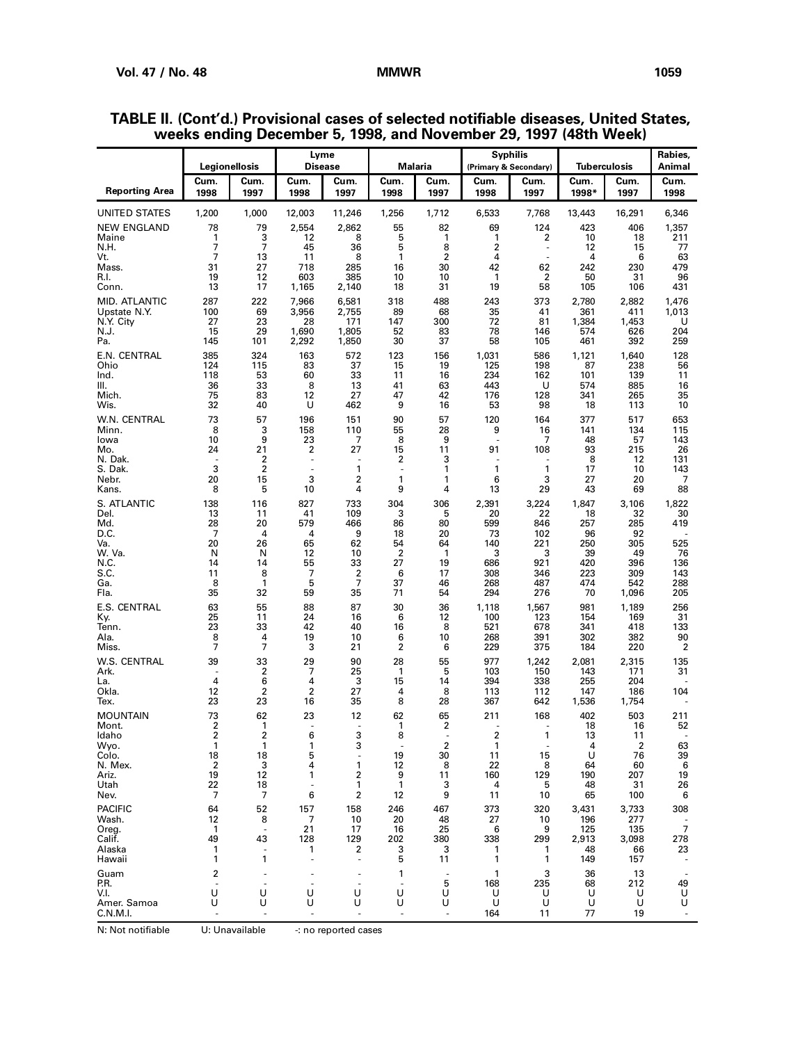**TABLE II. (Cont'd.) Provisional cases of selected notifiable diseases, United States, weeks ending December 5, 1998, and November 29, 1997 (48th Week)**

| Reporting Area | Legionellosis | | Lyme Disease | | Malaria | | Syphilis (Primary & Secondary) | | Tuberculosis | | Rabies, Animal |
|---|---|---|---|---|---|---|---|---|---|---|---|
| | Cum. 1998 | Cum. 1997 | Cum. 1998 | Cum. 1997 | Cum. 1998 | Cum. 1997 | Cum. 1998 | Cum. 1997 | Cum. 1998* | Cum. 1997 | Cum. 1998 |
| UNITED STATES | 1,200 | 1,000 | 12,003 | 11,246 | 1,256 | 1,712 | 6,533 | 7,768 | 13,443 | 16,291 | 6,346 |
| NEW ENGLAND | 78 | 79 | 2,554 | 2,862 | 55 | 82 | 69 | 124 | 423 | 406 | 1,357 |
| Maine | 1 | 3 | 12 | 8 | 5 | 1 | 1 | 2 | 10 | 18 | 211 |
| N.H. | 7 | 7 | 45 | 36 | 5 | 8 | 2 | - | 12 | 15 | 77 |
| Vt. | 7 | 13 | 11 | 8 | 1 | 2 | 4 | - | 4 | 6 | 63 |
| Mass. | 31 | 27 | 718 | 285 | 16 | 30 | 42 | 62 | 242 | 230 | 479 |
| R.I. | 19 | 12 | 603 | 385 | 10 | 10 | 1 | 2 | 50 | 31 | 96 |
| Conn. | 13 | 17 | 1,165 | 2,140 | 18 | 31 | 19 | 58 | 105 | 106 | 431 |
| MID. ATLANTIC | 287 | 222 | 7,966 | 6,581 | 318 | 488 | 243 | 373 | 2,780 | 2,882 | 1,476 |
| Upstate N.Y. | 100 | 69 | 3,956 | 2,755 | 89 | 68 | 35 | 41 | 361 | 411 | 1,013 |
| N.Y. City | 27 | 23 | 28 | 171 | 147 | 300 | 72 | 81 | 1,384 | 1,453 | U |
| N.J. | 15 | 29 | 1,690 | 1,805 | 52 | 83 | 78 | 146 | 574 | 626 | 204 |
| Pa. | 145 | 101 | 2,292 | 1,850 | 30 | 37 | 58 | 105 | 461 | 392 | 259 |
| E.N. CENTRAL | 385 | 324 | 163 | 572 | 123 | 156 | 1,031 | 586 | 1,121 | 1,640 | 128 |
| Ohio | 124 | 115 | 83 | 37 | 15 | 19 | 125 | 198 | 87 | 238 | 56 |
| Ind. | 118 | 53 | 60 | 33 | 11 | 16 | 234 | 162 | 101 | 139 | 11 |
| Ill. | 36 | 33 | 8 | 13 | 41 | 63 | 443 | U | 574 | 885 | 16 |
| Mich. | 75 | 83 | 12 | 27 | 47 | 42 | 176 | 128 | 341 | 265 | 35 |
| Wis. | 32 | 40 | U | 462 | 9 | 16 | 53 | 98 | 18 | 113 | 10 |
| W.N. CENTRAL | 73 | 57 | 196 | 151 | 90 | 57 | 120 | 164 | 377 | 517 | 653 |
| Minn. | 8 | 3 | 158 | 110 | 55 | 28 | 9 | 16 | 141 | 134 | 115 |
| Iowa | 10 | 9 | 23 | 7 | 8 | 9 | - | 7 | 48 | 57 | 143 |
| Mo. | 24 | 21 | 2 | 27 | 15 | 11 | 91 | 108 | 93 | 215 | 26 |
| N. Dak. | - | 2 | - | - | 2 | 3 | - | - | 8 | 12 | 131 |
| S. Dak. | 3 | 2 | - | 1 | - | 1 | 1 | 1 | 17 | 10 | 143 |
| Nebr. | 20 | 15 | 3 | 2 | 1 | 1 | 6 | 3 | 27 | 20 | 7 |
| Kans. | 8 | 5 | 10 | 4 | 9 | 4 | 13 | 29 | 43 | 69 | 88 |
| S. ATLANTIC | 138 | 116 | 827 | 733 | 304 | 306 | 2,391 | 3,224 | 1,847 | 3,106 | 1,822 |
| Del. | 13 | 11 | 41 | 109 | 3 | 5 | 20 | 22 | 18 | 32 | 30 |
| Md. | 28 | 20 | 579 | 466 | 86 | 80 | 599 | 846 | 257 | 285 | 419 |
| D.C. | 7 | 4 | 4 | 9 | 18 | 20 | 73 | 102 | 96 | 92 | - |
| Va. | 20 | 26 | 65 | 62 | 54 | 64 | 140 | 221 | 250 | 305 | 525 |
| W. Va. | N | N | 12 | 10 | 2 | 1 | 3 | 3 | 39 | 49 | 76 |
| N.C. | 14 | 14 | 55 | 33 | 27 | 19 | 686 | 921 | 420 | 396 | 136 |
| S.C. | 11 | 8 | 7 | 2 | 6 | 17 | 308 | 346 | 223 | 309 | 143 |
| Ga. | 8 | 1 | 5 | 7 | 37 | 46 | 268 | 487 | 474 | 542 | 288 |
| Fla. | 35 | 32 | 59 | 35 | 71 | 54 | 294 | 276 | 70 | 1,096 | 205 |
| E.S. CENTRAL | 63 | 55 | 88 | 87 | 30 | 36 | 1,118 | 1,567 | 981 | 1,189 | 256 |
| Ky. | 25 | 11 | 24 | 16 | 6 | 12 | 100 | 123 | 154 | 169 | 31 |
| Tenn. | 23 | 33 | 42 | 40 | 16 | 8 | 521 | 678 | 341 | 418 | 133 |
| Ala. | 8 | 4 | 19 | 10 | 6 | 10 | 268 | 391 | 302 | 382 | 90 |
| Miss. | 7 | 7 | 3 | 21 | 2 | 6 | 229 | 375 | 184 | 220 | 2 |
| W.S. CENTRAL | 39 | 33 | 29 | 90 | 28 | 55 | 977 | 1,242 | 2,081 | 2,315 | 135 |
| Ark. | - | 2 | 7 | 25 | 1 | 5 | 103 | 150 | 143 | 171 | 31 |
| La. | 4 | 6 | 4 | 3 | 15 | 14 | 394 | 338 | 255 | 204 | - |
| Okla. | 12 | 2 | 2 | 27 | 4 | 8 | 113 | 112 | 147 | 186 | 104 |
| Tex. | 23 | 23 | 16 | 35 | 8 | 28 | 367 | 642 | 1,536 | 1,754 | - |
| MOUNTAIN | 73 | 62 | 23 | 12 | 62 | 65 | 211 | 168 | 402 | 503 | 211 |
| Mont. | 2 | 1 | - | - | 1 | 2 | - | - | 18 | 16 | 52 |
| Idaho | 2 | 2 | 6 | 3 | 8 | - | 2 | 1 | 13 | 11 | - |
| Wyo. | 1 | 1 | 1 | 3 | - | 2 | 1 | - | 4 | 2 | 63 |
| Colo. | 18 | 18 | 5 | - | 19 | 30 | 11 | 15 | U | 76 | 39 |
| N. Mex. | 2 | 3 | 4 | 1 | 12 | 8 | 22 | 8 | 64 | 60 | 6 |
| Ariz. | 19 | 12 | 1 | 2 | 9 | 11 | 160 | 129 | 190 | 207 | 19 |
| Utah | 22 | 18 | - | 1 | 1 | 3 | 4 | 5 | 48 | 31 | 26 |
| Nev. | 7 | 7 | 6 | 2 | 12 | 9 | 11 | 10 | 65 | 100 | 6 |
| PACIFIC | 64 | 52 | 157 | 158 | 246 | 467 | 373 | 320 | 3,431 | 3,733 | 308 |
| Wash. | 12 | 8 | 7 | 10 | 20 | 48 | 27 | 10 | 196 | 277 | - |
| Oreg. | 1 | - | 21 | 17 | 16 | 25 | 6 | 9 | 125 | 135 | 7 |
| Calif. | 49 | 43 | 128 | 129 | 202 | 380 | 338 | 299 | 2,913 | 3,098 | 278 |
| Alaska | 1 | - | 1 | 2 | 3 | 3 | 1 | 1 | 48 | 66 | 23 |
| Hawaii | 1 | 1 | - | - | 5 | 11 | 1 | 1 | 149 | 157 | - |
| Guam | 2 | - | - | - | 1 | - | 1 | 3 | 36 | 13 | - |
| P.R. | - | - | - | - | - | 5 | 168 | 235 | 68 | 212 | 49 |
| V.I. | U | U | U | U | U | U | U | U | U | U | U |
| Amer. Samoa | U | U | U | U | U | U | U | U | U | U | U |
| C.N.M.I. | - | - | - | - | - | - | 164 | 11 | 77 | 19 | - |

N: Not notifiable    U: Unavailable    -: no reported cases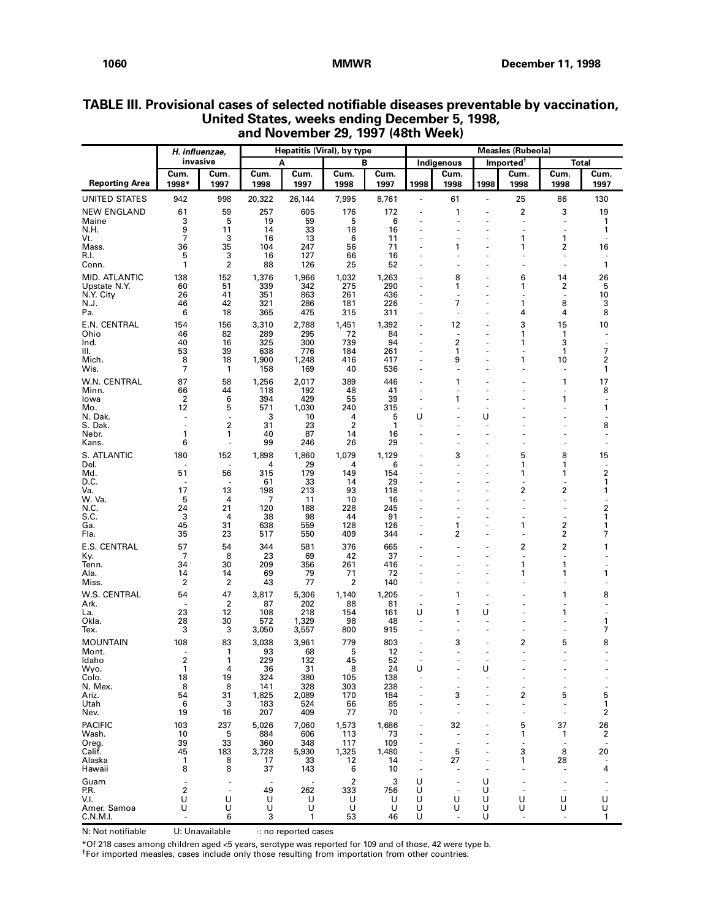## TABLE III. Provisional cases of selected notifiable diseases preventable by vaccination, United States, weeks ending December 5, 1998, and November 29, 1997 (48th Week)

| Reporting Area | H. influenzae, invasive | | Hepatitis (Viral), by type | | | | Measles (Rubeola) | | | | | |
|---|---|---|---|---|---|---|---|---|---|---|---|---|
| | | | A | | B | | Indigenous | | Imported† | | Total | |
| | Cum. 1998* | Cum. 1997 | Cum. 1998 | Cum. 1997 | Cum. 1998 | Cum. 1997 | 1998 | Cum. 1998 | 1998 | Cum. 1998 | Cum. 1998 | Cum. 1997 |
| UNITED STATES | 942 | 998 | 20,322 | 26,144 | 7,995 | 8,761 | - | 61 | - | 25 | 86 | 130 |
| NEW ENGLAND | 61 | 59 | 257 | 605 | 176 | 172 | - | 1 | - | 2 | 3 | 19 |
| Maine | 3 | 5 | 19 | 59 | 5 | 6 | - | - | - | - | - | 1 |
| N.H. | 9 | 11 | 14 | 33 | 18 | 16 | - | - | - | - | - | 1 |
| Vt. | 7 | 3 | 16 | 13 | 6 | 11 | - | - | - | 1 | 1 | - |
| Mass. | 36 | 35 | 104 | 247 | 56 | 71 | - | 1 | - | 1 | 2 | 16 |
| R.I. | 5 | 3 | 16 | 127 | 66 | 16 | - | - | - | - | - | - |
| Conn. | 1 | 2 | 88 | 126 | 25 | 52 | - | - | - | - | - | 1 |
| MID. ATLANTIC | 138 | 152 | 1,376 | 1,966 | 1,032 | 1,263 | - | 8 | - | 6 | 14 | 26 |
| Upstate N.Y. | 60 | 51 | 339 | 342 | 275 | 290 | - | 1 | - | 1 | 2 | 5 |
| N.Y. City | 26 | 41 | 351 | 863 | 261 | 436 | - | - | - | - | - | 10 |
| N.J. | 46 | 42 | 321 | 286 | 181 | 226 | - | 7 | - | 1 | 8 | 3 |
| Pa. | 6 | 18 | 365 | 475 | 315 | 311 | - | - | - | 4 | 4 | 8 |
| E.N. CENTRAL | 154 | 156 | 3,310 | 2,788 | 1,451 | 1,392 | - | 12 | - | 3 | 15 | 10 |
| Ohio | 46 | 82 | 289 | 295 | 72 | 84 | - | - | - | 1 | 1 | - |
| Ind. | 40 | 16 | 325 | 300 | 739 | 94 | - | 2 | - | 1 | 3 | - |
| Ill. | 53 | 39 | 638 | 776 | 184 | 261 | - | 1 | - | - | 1 | 7 |
| Mich. | 8 | 18 | 1,900 | 1,248 | 416 | 417 | - | 9 | - | 1 | 10 | 2 |
| Wis. | 7 | 1 | 158 | 169 | 40 | 536 | - | - | - | - | - | 1 |
| W.N. CENTRAL | 87 | 58 | 1,256 | 2,017 | 389 | 446 | - | 1 | - | - | 1 | 17 |
| Minn. | 66 | 44 | 118 | 192 | 48 | 41 | - | - | - | - | - | 8 |
| Iowa | 2 | 6 | 394 | 429 | 55 | 39 | - | 1 | - | - | 1 | - |
| Mo. | 12 | 5 | 571 | 1,030 | 240 | 315 | - | - | - | - | - | 1 |
| N. Dak. | - | - | 3 | 10 | 4 | 5 | U | - | U | - | - | - |
| S. Dak. | - | 2 | 31 | 23 | 2 | 1 | - | - | - | - | - | 8 |
| Nebr. | 1 | 1 | 40 | 87 | 14 | 16 | - | - | - | - | - | - |
| Kans. | 6 | - | 99 | 246 | 26 | 29 | - | - | - | - | - | - |
| S. ATLANTIC | 180 | 152 | 1,898 | 1,860 | 1,079 | 1,129 | - | 3 | - | 5 | 8 | 15 |
| Del. | - | - | 4 | 29 | 4 | 6 | - | - | - | 1 | 1 | - |
| Md. | 51 | 56 | 315 | 179 | 149 | 154 | - | - | - | 1 | 1 | 2 |
| D.C. | - | - | 61 | 33 | 14 | 29 | - | - | - | - | - | 1 |
| Va. | 17 | 13 | 198 | 213 | 93 | 118 | - | - | - | 2 | 2 | 1 |
| W. Va. | 5 | 4 | 7 | 11 | 10 | 16 | - | - | - | - | - | - |
| N.C. | 24 | 21 | 120 | 188 | 228 | 245 | - | - | - | - | - | 2 |
| S.C. | 3 | 4 | 38 | 98 | 44 | 91 | - | - | - | - | - | 1 |
| Ga. | 45 | 31 | 638 | 559 | 128 | 126 | - | 1 | - | 1 | 2 | 1 |
| Fla. | 35 | 23 | 517 | 550 | 409 | 344 | - | 2 | - | - | 2 | 7 |
| E.S. CENTRAL | 57 | 54 | 344 | 581 | 376 | 665 | - | - | - | 2 | 2 | 1 |
| Ky. | 7 | 8 | 23 | 69 | 42 | 37 | - | - | - | - | - | - |
| Tenn. | 34 | 30 | 209 | 356 | 261 | 416 | - | - | - | 1 | 1 | - |
| Ala. | 14 | 14 | 69 | 79 | 71 | 72 | - | - | - | 1 | 1 | 1 |
| Miss. | 2 | 2 | 43 | 77 | 2 | 140 | - | - | - | - | - | - |
| W.S. CENTRAL | 54 | 47 | 3,817 | 5,306 | 1,140 | 1,205 | - | 1 | - | - | 1 | 8 |
| Ark. | - | 2 | 87 | 202 | 88 | 81 | - | - | - | - | - | - |
| La. | 23 | 12 | 108 | 218 | 154 | 161 | U | 1 | U | - | 1 | - |
| Okla. | 28 | 30 | 572 | 1,329 | 98 | 48 | - | - | - | - | - | 1 |
| Tex. | 3 | 3 | 3,050 | 3,557 | 800 | 915 | - | - | - | - | - | 7 |
| MOUNTAIN | 108 | 83 | 3,038 | 3,961 | 779 | 803 | - | 3 | - | 2 | 5 | 8 |
| Mont. | - | 1 | 93 | 68 | 5 | 12 | - | - | - | - | - | - |
| Idaho | 2 | 1 | 229 | 132 | 45 | 52 | - | - | - | - | - | - |
| Wyo. | 1 | 4 | 36 | 31 | 8 | 24 | U | - | U | - | - | - |
| Colo. | 18 | 19 | 324 | 380 | 105 | 138 | - | - | - | - | - | - |
| N. Mex. | 8 | 8 | 141 | 328 | 303 | 238 | - | - | - | - | - | - |
| Ariz. | 54 | 31 | 1,825 | 2,089 | 170 | 184 | - | 3 | - | 2 | 5 | 5 |
| Utah | 6 | 3 | 183 | 524 | 66 | 85 | - | - | - | - | - | 1 |
| Nev. | 19 | 16 | 207 | 409 | 77 | 70 | - | - | - | - | - | 2 |
| PACIFIC | 103 | 237 | 5,026 | 7,060 | 1,573 | 1,686 | - | 32 | - | 5 | 37 | 26 |
| Wash. | 10 | 5 | 884 | 606 | 113 | 73 | - | - | - | 1 | 1 | 2 |
| Oreg. | 39 | 33 | 360 | 348 | 117 | 109 | - | - | - | - | - | - |
| Calif. | 45 | 183 | 3,728 | 5,930 | 1,325 | 1,480 | - | 5 | - | 3 | 8 | 20 |
| Alaska | 1 | 8 | 17 | 33 | 12 | 14 | - | 27 | - | 1 | 28 | - |
| Hawaii | 8 | 8 | 37 | 143 | 6 | 10 | - | - | - | - | - | 4 |
| Guam | - | - | - | - | 2 | 3 | U | - | U | - | - | - |
| P.R. | 2 | - | 49 | 262 | 333 | 756 | U | - | U | - | - | - |
| V.I. | U | U | U | U | U | U | U | U | U | U | U | U |
| Amer. Samoa | U | U | U | U | U | U | U | U | U | U | U | U |
| C.N.M.I. | - | 6 | 3 | 1 | 53 | 46 | U | - | U | - | - | 1 |

N: Not notifiable  U: Unavailable  -: no reported cases

*Of 218 cases among children aged <5 years, serotype was reported for 109 and of those, 42 were type b.

†For imported measles, cases include only those resulting from importation from other countries.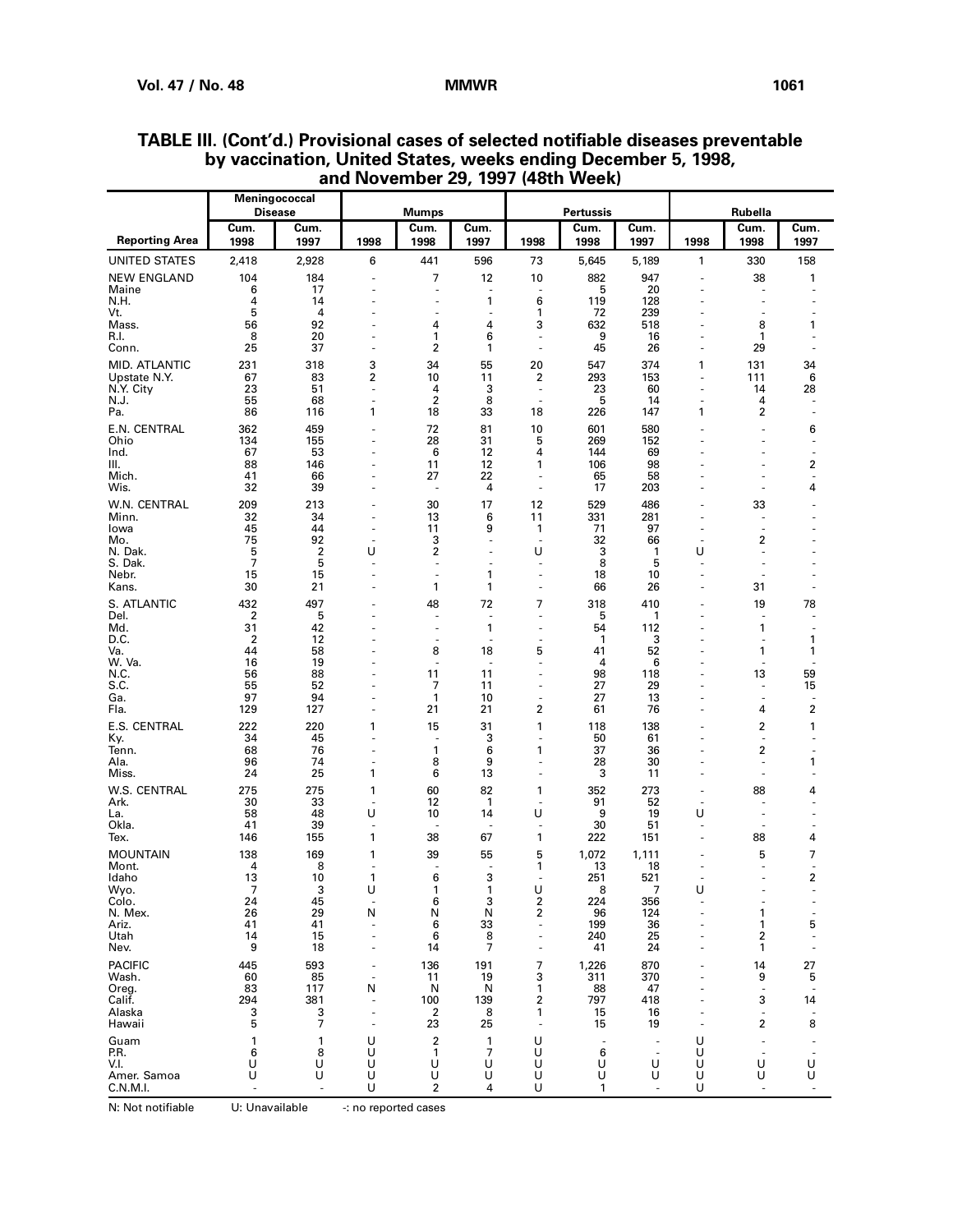**TABLE III. (Cont'd.) Provisional cases of selected notifiable diseases preventable by vaccination, United States, weeks ending December 5, 1998, and November 29, 1997 (48th Week)**

| Reporting Area | Meningococcal Disease | | Mumps | | | Pertussis | | | Rubella | | |
|---|---|---|---|---|---|---|---|---|---|---|---|
| | Cum. 1998 | Cum. 1997 | 1998 | Cum. 1998 | Cum. 1997 | 1998 | Cum. 1998 | Cum. 1997 | 1998 | Cum. 1998 | Cum. 1997 |
| UNITED STATES | 2,418 | 2,928 | 6 | 441 | 596 | 73 | 5,645 | 5,189 | 1 | 330 | 158 |
| NEW ENGLAND | 104 | 184 | - | 7 | 12 | 10 | 882 | 947 | - | 38 | 1 |
| Maine | 6 | 17 | - | - | - | - | 5 | 20 | - | - | - |
| N.H. | 4 | 14 | - | - | 1 | 6 | 119 | 128 | - | - | - |
| Vt. | 5 | 4 | - | - | - | 1 | 72 | 239 | - | - | - |
| Mass. | 56 | 92 | - | 4 | 4 | 3 | 632 | 518 | - | 8 | 1 |
| R.I. | 8 | 20 | - | 1 | 6 | - | 9 | 16 | - | 1 | - |
| Conn. | 25 | 37 | - | 2 | 1 | - | 45 | 26 | - | 29 | - |
| MID. ATLANTIC | 231 | 318 | 3 | 34 | 55 | 20 | 547 | 374 | 1 | 131 | 34 |
| Upstate N.Y. | 67 | 83 | 2 | 10 | 11 | 2 | 293 | 153 | - | 111 | 6 |
| N.Y. City | 23 | 51 | - | 4 | 3 | - | 23 | 60 | - | 14 | 28 |
| N.J. | 55 | 68 | - | 2 | 8 | - | 5 | 14 | - | 4 | - |
| Pa. | 86 | 116 | 1 | 18 | 33 | 18 | 226 | 147 | 1 | 2 | - |
| E.N. CENTRAL | 362 | 459 | - | 72 | 81 | 10 | 601 | 580 | - | - | 6 |
| Ohio | 134 | 155 | - | 28 | 31 | 5 | 269 | 152 | - | - | - |
| Ind. | 67 | 53 | - | 6 | 12 | 4 | 144 | 69 | - | - | - |
| Ill. | 88 | 146 | - | 11 | 12 | 1 | 106 | 98 | - | - | 2 |
| Mich. | 41 | 66 | - | 27 | 22 | - | 65 | 58 | - | - | - |
| Wis. | 32 | 39 | - | - | 4 | - | 17 | 203 | - | - | 4 |
| W.N. CENTRAL | 209 | 213 | - | 30 | 17 | 12 | 529 | 486 | - | 33 | - |
| Minn. | 32 | 34 | - | 13 | 6 | 11 | 331 | 281 | - | - | - |
| Iowa | 45 | 44 | - | 11 | 9 | 1 | 71 | 97 | - | - | - |
| Mo. | 75 | 92 | - | 3 | - | - | 32 | 66 | - | 2 | - |
| N. Dak. | 5 | 2 | U | 2 | - | U | 3 | 1 | U | - | - |
| S. Dak. | 7 | 5 | - | - | - | - | 8 | 5 | - | - | - |
| Nebr. | 15 | 15 | - | - | 1 | - | 18 | 10 | - | - | - |
| Kans. | 30 | 21 | - | 1 | 1 | - | 66 | 26 | - | 31 | - |
| S. ATLANTIC | 432 | 497 | - | 48 | 72 | 7 | 318 | 410 | - | 19 | 78 |
| Del. | 2 | 5 | - | - | - | - | 5 | 1 | - | - | - |
| Md. | 31 | 42 | - | - | 1 | - | 54 | 112 | - | 1 | - |
| D.C. | 2 | 12 | - | - | - | - | 1 | 3 | - | - | 1 |
| Va. | 44 | 58 | - | 8 | 18 | 5 | 41 | 52 | - | 1 | 1 |
| W. Va. | 16 | 19 | - | - | - | - | 4 | 6 | - | - | - |
| N.C. | 56 | 88 | - | 11 | 11 | - | 98 | 118 | - | 13 | 59 |
| S.C. | 55 | 52 | - | 7 | 11 | - | 27 | 29 | - | - | 15 |
| Ga. | 97 | 94 | - | 1 | 10 | - | 27 | 13 | - | - | - |
| Fla. | 129 | 127 | - | 21 | 21 | 2 | 61 | 76 | - | 4 | 2 |
| E.S. CENTRAL | 222 | 220 | 1 | 15 | 31 | 1 | 118 | 138 | - | 2 | 1 |
| Ky. | 34 | 45 | - | - | 3 | - | 50 | 61 | - | - | - |
| Tenn. | 68 | 76 | - | 1 | 6 | 1 | 37 | 36 | - | 2 | - |
| Ala. | 96 | 74 | - | 8 | 9 | - | 28 | 30 | - | - | 1 |
| Miss. | 24 | 25 | 1 | 6 | 13 | - | 3 | 11 | - | - | - |
| W.S. CENTRAL | 275 | 275 | 1 | 60 | 82 | 1 | 352 | 273 | - | 88 | 4 |
| Ark. | 30 | 33 | - | 12 | 1 | - | 91 | 52 | - | - | - |
| La. | 58 | 48 | U | 10 | 14 | U | 9 | 19 | U | - | - |
| Okla. | 41 | 39 | - | - | - | - | 30 | 51 | - | - | - |
| Tex. | 146 | 155 | 1 | 38 | 67 | 1 | 222 | 151 | - | 88 | 4 |
| MOUNTAIN | 138 | 169 | 1 | 39 | 55 | 5 | 1,072 | 1,111 | - | 5 | 7 |
| Mont. | 4 | 8 | - | - | - | 1 | 13 | 18 | - | - | - |
| Idaho | 13 | 10 | 1 | 6 | 3 | - | 251 | 521 | - | - | 2 |
| Wyo. | 7 | 3 | U | 1 | 1 | U | 8 | 7 | U | - | - |
| Colo. | 24 | 45 | - | 6 | 3 | 2 | 224 | 356 | - | - | - |
| N. Mex. | 26 | 29 | N | N | N | 2 | 96 | 124 | - | 1 | - |
| Ariz. | 41 | 41 | - | 6 | 33 | - | 199 | 36 | - | 1 | 5 |
| Utah | 14 | 15 | - | 6 | 8 | - | 240 | 25 | - | 2 | - |
| Nev. | 9 | 18 | - | 14 | 7 | - | 41 | 24 | - | 1 | - |
| PACIFIC | 445 | 593 | - | 136 | 191 | 7 | 1,226 | 870 | - | 14 | 27 |
| Wash. | 60 | 85 | - | 11 | 19 | 3 | 311 | 370 | - | 9 | 5 |
| Oreg. | 83 | 117 | N | N | N | 1 | 88 | 47 | - | - | - |
| Calif. | 294 | 381 | - | 100 | 139 | 2 | 797 | 418 | - | 3 | 14 |
| Alaska | 3 | 3 | - | 2 | 8 | 1 | 15 | 16 | - | - | - |
| Hawaii | 5 | 7 | - | 23 | 25 | - | 15 | 19 | - | 2 | 8 |
| Guam | 1 | 1 | U | 2 | 1 | U | - | - | U | - | - |
| P.R. | 6 | 8 | U | 1 | 7 | U | 6 | - | U | - | - |
| V.I. | U | U | U | U | U | U | U | U | U | U | U |
| Amer. Samoa | U | U | U | U | U | U | U | U | U | U | U |
| C.N.M.I. | - | - | U | 2 | 4 | U | 1 | - | U | - | - |

N: Not notifiable  U: Unavailable  -: no reported cases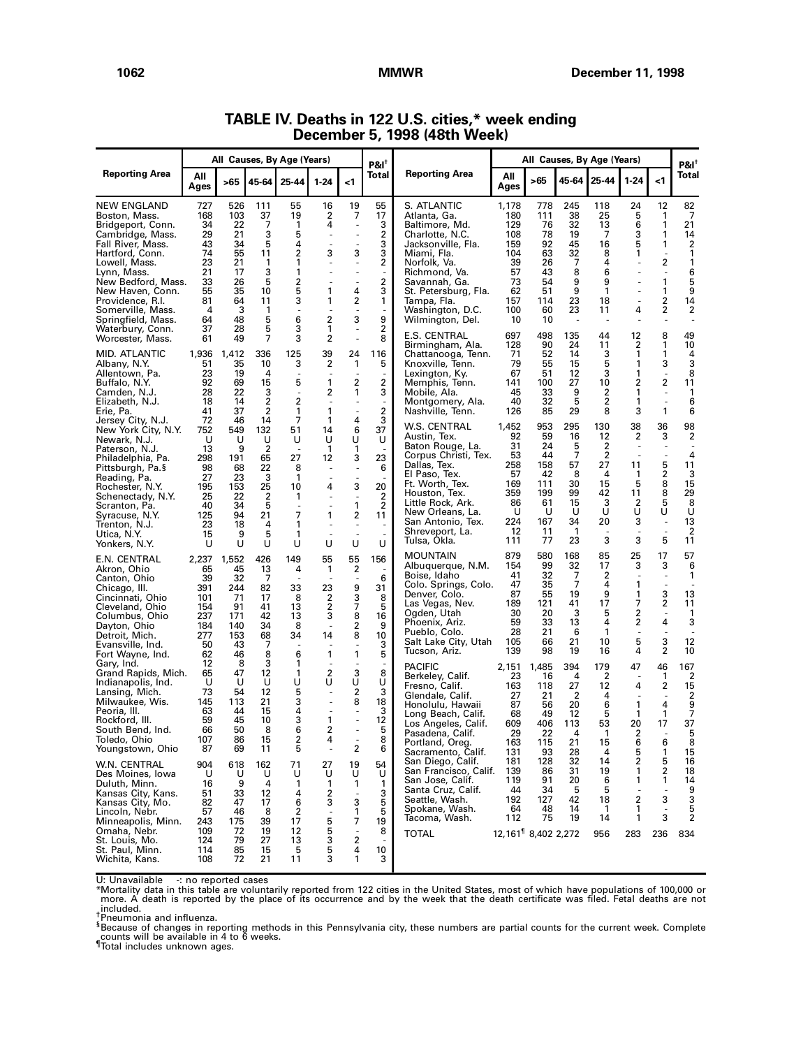# TABLE IV. Deaths in 122 U.S. cities,* week ending December 5, 1998 (48th Week)

| Reporting Area | All Causes, By Age (Years) | | | | | | P&I[†] |
|---|---|---|---|---|---|---|---|
| | All Ages | >65 | 45-64 | 25-44 | 1-24 | <1 | Total |
| NEW ENGLAND | 727 | 526 | 111 | 55 | 16 | 19 | 55 |
| Boston, Mass. | 168 | 103 | 37 | 19 | 2 | 7 | 17 |
| Bridgeport, Conn. | 34 | 22 | 7 | 1 | 4 | - | 3 |
| Cambridge, Mass. | 29 | 21 | 3 | 5 | - | - | 2 |
| Fall River, Mass. | 43 | 34 | 5 | 4 | - | - | 3 |
| Hartford, Conn. | 74 | 55 | 11 | 2 | 3 | 3 | 3 |
| Lowell, Mass. | 23 | 21 | 1 | 1 | - | - | 2 |
| Lynn, Mass. | 21 | 17 | 3 | 1 | - | - | - |
| New Bedford, Mass. | 33 | 26 | 5 | 2 | - | - | 2 |
| New Haven, Conn. | 55 | 35 | 10 | 5 | 1 | 4 | 3 |
| Providence, R.I. | 81 | 64 | 11 | 3 | 1 | 2 | 1 |
| Somerville, Mass. | 4 | 3 | 1 | - | - | - | - |
| Springfield, Mass. | 64 | 48 | 5 | 6 | 2 | 3 | 9 |
| Waterbury, Conn. | 37 | 28 | 5 | 3 | 1 | - | 2 |
| Worcester, Mass. | 61 | 49 | 7 | 3 | 2 | - | 8 |
| MID. ATLANTIC | 1,936 | 1,412 | 336 | 125 | 39 | 24 | 116 |
| Albany, N.Y. | 51 | 35 | 10 | 3 | 2 | 1 | 5 |
| Allentown, Pa. | 23 | 19 | 4 | - | - | - | - |
| Buffalo, N.Y. | 92 | 69 | 15 | 5 | 1 | 2 | 2 |
| Camden, N.J. | 28 | 22 | 3 | - | 2 | 1 | 3 |
| Elizabeth, N.J. | 18 | 14 | 2 | 2 | - | - | - |
| Erie, Pa. | 41 | 37 | 2 | 1 | 1 | - | 2 |
| Jersey City, N.J. | 72 | 46 | 14 | 7 | 1 | 4 | 3 |
| New York City, N.Y. | 752 | 549 | 132 | 51 | 14 | 6 | 37 |
| Newark, N.J. | U | U | U | U | U | U | U |
| Paterson, N.J. | 13 | 9 | 2 | - | 1 | 1 | - |
| Philadelphia, Pa. | 298 | 191 | 65 | 27 | 12 | 3 | 23 |
| Pittsburgh, Pa.§ | 98 | 68 | 22 | 8 | - | - | 6 |
| Reading, Pa. | 27 | 23 | 3 | 1 | - | - | - |
| Rochester, N.Y. | 195 | 153 | 25 | 10 | 4 | 3 | 20 |
| Schenectady, N.Y. | 25 | 22 | 2 | 1 | - | - | 2 |
| Scranton, Pa. | 40 | 34 | 5 | - | - | 1 | 2 |
| Syracuse, N.Y. | 125 | 94 | 21 | 7 | 1 | 2 | 11 |
| Trenton, N.J. | 23 | 18 | 4 | 1 | - | - | - |
| Utica, N.Y. | 15 | 9 | 5 | 1 | - | - | - |
| Yonkers, N.Y. | U | U | U | U | U | U | U |
| E.N. CENTRAL | 2,237 | 1,552 | 426 | 149 | 55 | 55 | 156 |
| Akron, Ohio | 65 | 45 | 13 | 4 | 1 | 2 | - |
| Canton, Ohio | 39 | 32 | 7 | - | - | - | 6 |
| Chicago, Ill. | 391 | 244 | 82 | 33 | 23 | 9 | 31 |
| Cincinnati, Ohio | 101 | 71 | 17 | 8 | 2 | 3 | 8 |
| Cleveland, Ohio | 154 | 91 | 41 | 13 | 2 | 7 | 5 |
| Columbus, Ohio | 237 | 171 | 42 | 13 | 3 | 8 | 16 |
| Dayton, Ohio | 184 | 140 | 34 | 8 | - | 2 | 9 |
| Detroit, Mich. | 277 | 153 | 68 | 34 | 14 | 8 | 10 |
| Evansville, Ind. | 50 | 43 | 7 | - | - | - | 3 |
| Fort Wayne, Ind. | 62 | 46 | 8 | 6 | 1 | 1 | 5 |
| Gary, Ind. | 12 | 8 | 3 | 1 | - | - | - |
| Grand Rapids, Mich. | 65 | 47 | 12 | 1 | 2 | 3 | 8 |
| Indianapolis, Ind. | U | U | U | U | U | U | U |
| Lansing, Mich. | 73 | 54 | 12 | 5 | - | 2 | 3 |
| Milwaukee, Wis. | 145 | 113 | 21 | 3 | - | 8 | 18 |
| Peoria, Ill. | 63 | 44 | 15 | 4 | - | - | 3 |
| Rockford, Ill. | 59 | 45 | 10 | 3 | 1 | - | 12 |
| South Bend, Ind. | 66 | 50 | 8 | 6 | 2 | - | 5 |
| Toledo, Ohio | 107 | 86 | 15 | 2 | 4 | - | 8 |
| Youngstown, Ohio | 87 | 69 | 11 | 5 | - | 2 | 6 |
| W.N. CENTRAL | 904 | 618 | 162 | 71 | 27 | 19 | 54 |
| Des Moines, Iowa | U | U | U | U | U | U | U |
| Duluth, Minn. | 16 | 9 | 4 | 1 | 1 | 1 | 1 |
| Kansas City, Kans. | 51 | 33 | 12 | 4 | 2 | - | 3 |
| Kansas City, Mo. | 82 | 47 | 17 | 6 | 3 | 3 | 5 |
| Lincoln, Nebr. | 57 | 46 | 8 | 2 | - | 1 | 5 |
| Minneapolis, Minn. | 243 | 175 | 39 | 17 | 5 | 7 | 19 |
| Omaha, Nebr. | 109 | 72 | 19 | 12 | 5 | - | 8 |
| St. Louis, Mo. | 124 | 79 | 27 | 13 | 3 | 2 | - |
| St. Paul, Minn. | 114 | 85 | 15 | 5 | 5 | 4 | 10 |
| Wichita, Kans. | 108 | 72 | 21 | 11 | 3 | 1 | 3 |
| S. ATLANTIC | 1,178 | 778 | 245 | 118 | 24 | 12 | 82 |
| Atlanta, Ga. | 180 | 111 | 38 | 25 | 5 | 1 | 7 |
| Baltimore, Md. | 129 | 76 | 32 | 13 | 6 | 1 | 21 |
| Charlotte, N.C. | 108 | 78 | 19 | 7 | 3 | 1 | 14 |
| Jacksonville, Fla. | 159 | 92 | 45 | 16 | 5 | 1 | 2 |
| Miami, Fla. | 104 | 63 | 32 | 8 | 1 | - | 1 |
| Norfolk, Va. | 39 | 26 | 7 | 4 | - | 2 | 1 |
| Richmond, Va. | 57 | 43 | 8 | 6 | - | - | 6 |
| Savannah, Ga. | 73 | 54 | 9 | 9 | - | 1 | 5 |
| St. Petersburg, Fla. | 62 | 51 | 9 | 1 | - | 1 | 9 |
| Tampa, Fla. | 157 | 114 | 23 | 18 | - | 2 | 14 |
| Washington, D.C. | 100 | 60 | 23 | 11 | 4 | 2 | 2 |
| Wilmington, Del. | 10 | 10 | - | - | - | - | - |
| E.S. CENTRAL | 697 | 498 | 135 | 44 | 12 | 8 | 49 |
| Birmingham, Ala. | 128 | 90 | 24 | 11 | 2 | 1 | 10 |
| Chattanooga, Tenn. | 71 | 52 | 14 | 3 | 1 | 1 | 4 |
| Knoxville, Tenn. | 79 | 55 | 15 | 5 | 1 | 3 | 3 |
| Lexington, Ky. | 67 | 51 | 12 | 3 | 1 | - | 8 |
| Memphis, Tenn. | 141 | 100 | 27 | 10 | 2 | 2 | 11 |
| Mobile, Ala. | 45 | 33 | 9 | 2 | 1 | - | 1 |
| Montgomery, Ala. | 40 | 32 | 5 | 2 | 1 | - | 6 |
| Nashville, Tenn. | 126 | 85 | 29 | 8 | 3 | 1 | 6 |
| W.S. CENTRAL | 1,452 | 953 | 295 | 130 | 38 | 36 | 98 |
| Austin, Tex. | 92 | 59 | 16 | 12 | 2 | 3 | 2 |
| Baton Rouge, La. | 31 | 24 | 5 | 2 | - | - | - |
| Corpus Christi, Tex. | 53 | 44 | 7 | 2 | - | - | 4 |
| Dallas, Tex. | 258 | 158 | 57 | 27 | 11 | 5 | 11 |
| El Paso, Tex. | 57 | 42 | 8 | 4 | 1 | 2 | 3 |
| Ft. Worth, Tex. | 169 | 111 | 30 | 15 | 5 | 8 | 15 |
| Houston, Tex. | 359 | 199 | 99 | 42 | 11 | 8 | 29 |
| Little Rock, Ark. | 86 | 61 | 15 | 3 | 2 | 5 | 8 |
| New Orleans, La. | U | U | U | U | U | U | U |
| San Antonio, Tex. | 224 | 167 | 34 | 20 | 3 | - | 13 |
| Shreveport, La. | 12 | 11 | 1 | - | - | - | 2 |
| Tulsa, Okla. | 111 | 77 | 23 | 3 | 3 | 5 | 11 |
| MOUNTAIN | 879 | 580 | 168 | 85 | 25 | 17 | 57 |
| Albuquerque, N.M. | 154 | 99 | 32 | 17 | 3 | 3 | 6 |
| Boise, Idaho | 41 | 32 | 7 | 2 | - | - | 1 |
| Colo. Springs, Colo. | 47 | 35 | 7 | 4 | 1 | - | - |
| Denver, Colo. | 87 | 55 | 19 | 9 | 1 | 3 | 13 |
| Las Vegas, Nev. | 189 | 121 | 41 | 17 | 7 | 2 | 11 |
| Ogden, Utah | 30 | 20 | 3 | 5 | 2 | - | 1 |
| Phoenix, Ariz. | 59 | 33 | 13 | 4 | 2 | 4 | 3 |
| Pueblo, Colo. | 28 | 21 | 6 | 1 | - | - | - |
| Salt Lake City, Utah | 105 | 66 | 21 | 10 | 5 | 3 | 12 |
| Tucson, Ariz. | 139 | 98 | 19 | 16 | 4 | 2 | 10 |
| PACIFIC | 2,151 | 1,485 | 394 | 179 | 47 | 46 | 167 |
| Berkeley, Calif. | 23 | 16 | 4 | 2 | - | 1 | 2 |
| Fresno, Calif. | 163 | 118 | 27 | 12 | 4 | 2 | 15 |
| Glendale, Calif. | 27 | 21 | 2 | 4 | - | - | 2 |
| Honolulu, Hawaii | 87 | 56 | 20 | 6 | 1 | 4 | 9 |
| Long Beach, Calif. | 68 | 49 | 12 | 5 | 1 | 1 | 7 |
| Los Angeles, Calif. | 609 | 406 | 113 | 53 | 20 | 17 | 37 |
| Pasadena, Calif. | 29 | 22 | 4 | 1 | 2 | - | 5 |
| Portland, Oreg. | 163 | 115 | 21 | 15 | 6 | 6 | 8 |
| Sacramento, Calif. | 131 | 93 | 28 | 4 | 5 | 1 | 15 |
| San Diego, Calif. | 181 | 128 | 32 | 14 | 2 | 5 | 16 |
| San Francisco, Calif. | 139 | 86 | 31 | 19 | 1 | 2 | 18 |
| San Jose, Calif. | 119 | 91 | 20 | 6 | 1 | 1 | 14 |
| Santa Cruz, Calif. | 44 | 34 | 5 | 5 | - | - | 9 |
| Seattle, Wash. | 192 | 127 | 42 | 18 | 2 | 3 | 3 |
| Spokane, Wash. | 64 | 48 | 14 | 1 | 1 | - | 5 |
| Tacoma, Wash. | 112 | 75 | 19 | 14 | 1 | 3 | 2 |
| TOTAL | 12,161[¶] | 8,402 | 2,272 | 956 | 283 | 236 | 834 |

U: Unavailable -: no reported cases

*Mortality data in this table are voluntarily reported from 122 cities in the United States, most of which have populations of 100,000 or more. A death is reported by the place of its occurrence and by the week that the death certificate was filed. Fetal deaths are not included.

[†]Pneumonia and influenza.

[§]Because of changes in reporting methods in this Pennsylvania city, these numbers are partial counts for the current week. Complete counts will be available in 4 to 6 weeks.

[¶]Total includes unknown ages.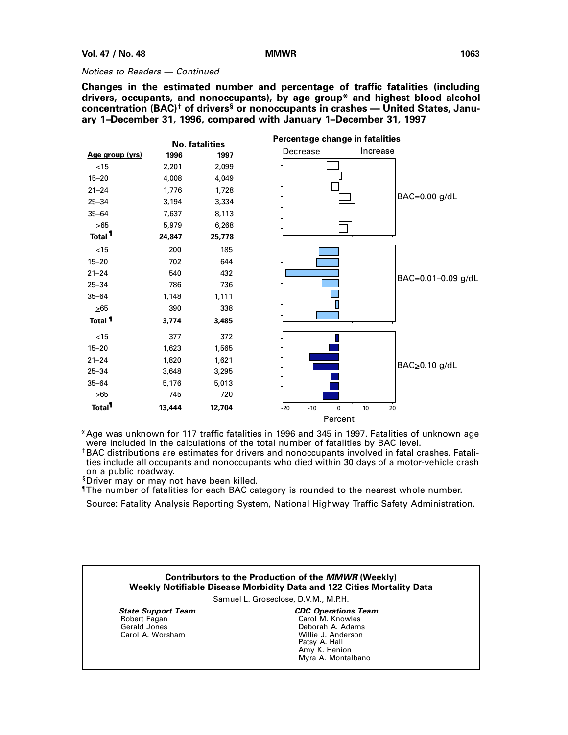*Notices to Readers — Continued*

**Changes in the estimated number and percentage of traffic fatalities (including drivers, occupants, and nonoccupants), by age group\* and highest blood alcohol concentration (BAC)† of drivers§ or nonoccupants in crashes — United States, January 1–December 31, 1996, compared with January 1–December 31, 1997**

| Age group (yrs) | No. fatalities 1996 | No. fatalities 1997 | BAC level |
|---|---|---|---|
| <15 | 2,201 | 2,099 | BAC=0.00 g/dL |
| 15–20 | 4,008 | 4,049 | |
| 21–24 | 1,776 | 1,728 | |
| 25–34 | 3,194 | 3,334 | |
| 35–64 | 7,637 | 8,113 | |
| ≥65 | 5,979 | 6,268 | |
| **Total¶** | **24,847** | **25,778** | |
| <15 | 200 | 185 | BAC=0.01–0.09 g/dL |
| 15–20 | 702 | 644 | |
| 21–24 | 540 | 432 | |
| 25–34 | 786 | 736 | |
| 35–64 | 1,148 | 1,111 | |
| ≥65 | 390 | 338 | |
| **Total¶** | **3,774** | **3,485** | |
| <15 | 377 | 372 | BAC≥0.10 g/dL |
| 15–20 | 1,623 | 1,565 | |
| 21–24 | 1,820 | 1,621 | |
| 25–34 | 3,648 | 3,295 | |
| 35–64 | 5,176 | 5,013 | |
| ≥65 | 745 | 720 | |
| **Total¶** | **13,444** | **12,704** | |

Percentage change in fatalities (Decrease / Increase); axis: Percent, -20 to 20.

\*Age was unknown for 117 traffic fatalities in 1996 and 345 in 1997. Fatalities of unknown age were included in the calculations of the total number of fatalities by BAC level.

†BAC distributions are estimates for drivers and nonoccupants involved in fatal crashes. Fatalities include all occupants and nonoccupants who died within 30 days of a motor-vehicle crash on a public roadway.

§Driver may or may not have been killed.

¶The number of fatalities for each BAC category is rounded to the nearest whole number.

Source: Fatality Analysis Reporting System, National Highway Traffic Safety Administration.

**Contributors to the Production of the *MMWR* (Weekly)**
**Weekly Notifiable Disease Morbidity Data and 122 Cities Mortality Data**

Samuel L. Groseclose, D.V.M., M.P.H.

***State Support Team***
Robert Fagan
Gerald Jones
Carol A. Worsham

***CDC Operations Team***
Carol M. Knowles
Deborah A. Adams
Willie J. Anderson
Patsy A. Hall
Amy K. Henion
Myra A. Montalbano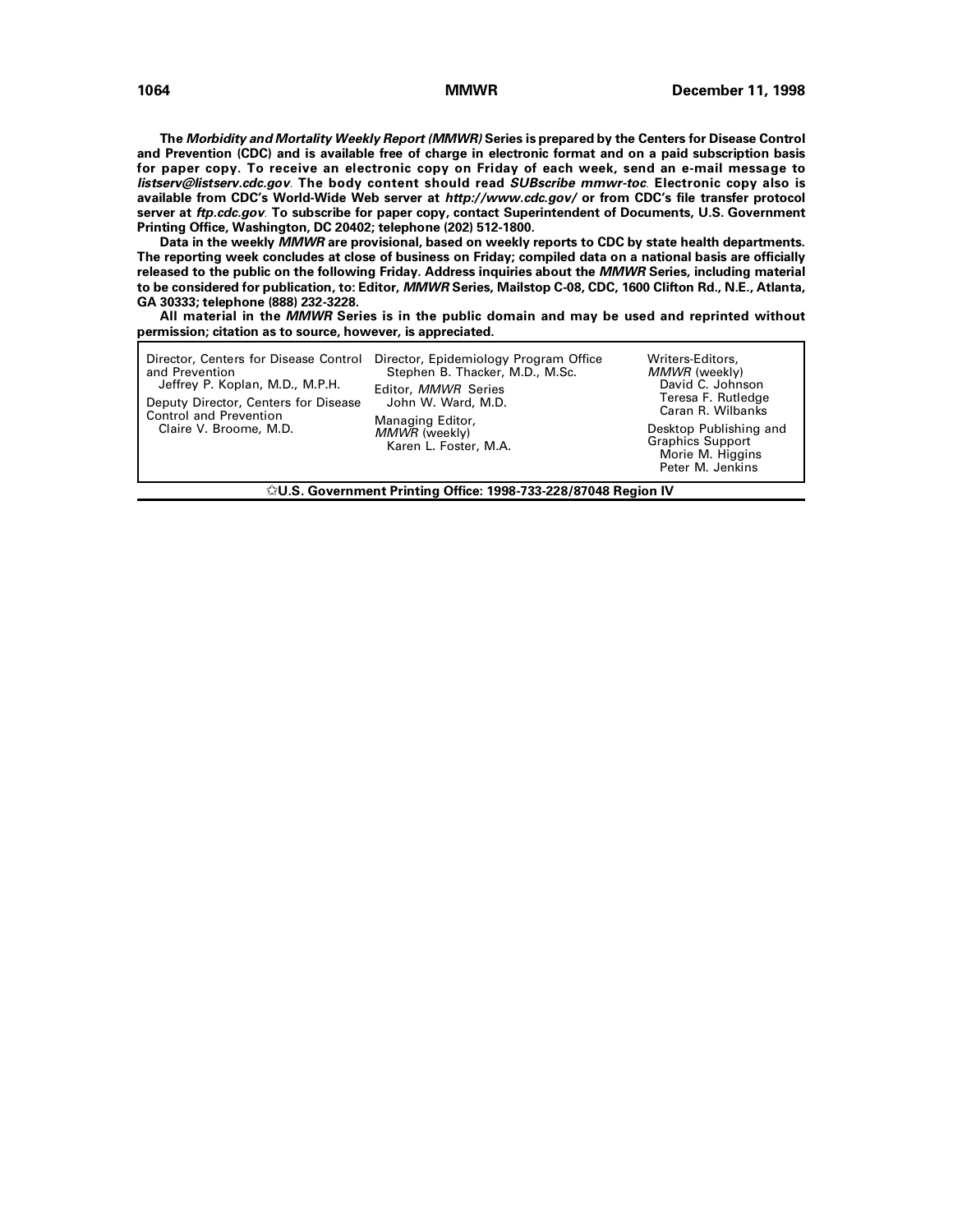**The *Morbidity and Mortality Weekly Report (MMWR)* Series is prepared by the Centers for Disease Control and Prevention (CDC) and is available free of charge in electronic format and on a paid subscription basis for paper copy. To receive an electronic copy on Friday of each week, send an e-mail message to *listserv@listserv.cdc.gov*. The body content should read *SUBscribe mmwr-toc*. Electronic copy also is available from CDC's World-Wide Web server at *http://www.cdc.gov/* or from CDC's file transfer protocol server at *ftp.cdc.gov*. To subscribe for paper copy, contact Superintendent of Documents, U.S. Government Printing Office, Washington, DC 20402; telephone (202) 512-1800.**

**Data in the weekly *MMWR* are provisional, based on weekly reports to CDC by state health departments. The reporting week concludes at close of business on Friday; compiled data on a national basis are officially released to the public on the following Friday. Address inquiries about the *MMWR* Series, including material to be considered for publication, to: Editor, *MMWR* Series, Mailstop C-08, CDC, 1600 Clifton Rd., N.E., Atlanta, GA 30333; telephone (888) 232-3228.**

**All material in the *MMWR* Series is in the public domain and may be used and reprinted without permission; citation as to source, however, is appreciated.**

Director, Centers for Disease Control and Prevention
Jeffrey P. Koplan, M.D., M.P.H.

Deputy Director, Centers for Disease Control and Prevention
Claire V. Broome, M.D.

Director, Epidemiology Program Office
Stephen B. Thacker, M.D., M.Sc.

Editor, *MMWR* Series
John W. Ward, M.D.

Managing Editor, *MMWR* (weekly)
Karen L. Foster, M.A.

Writers-Editors, *MMWR* (weekly)
David C. Johnson
Teresa F. Rutledge
Caran R. Wilbanks

Desktop Publishing and Graphics Support
Morie M. Higgins
Peter M. Jenkins

**☆U.S. Government Printing Office: 1998-733-228/87048 Region IV**